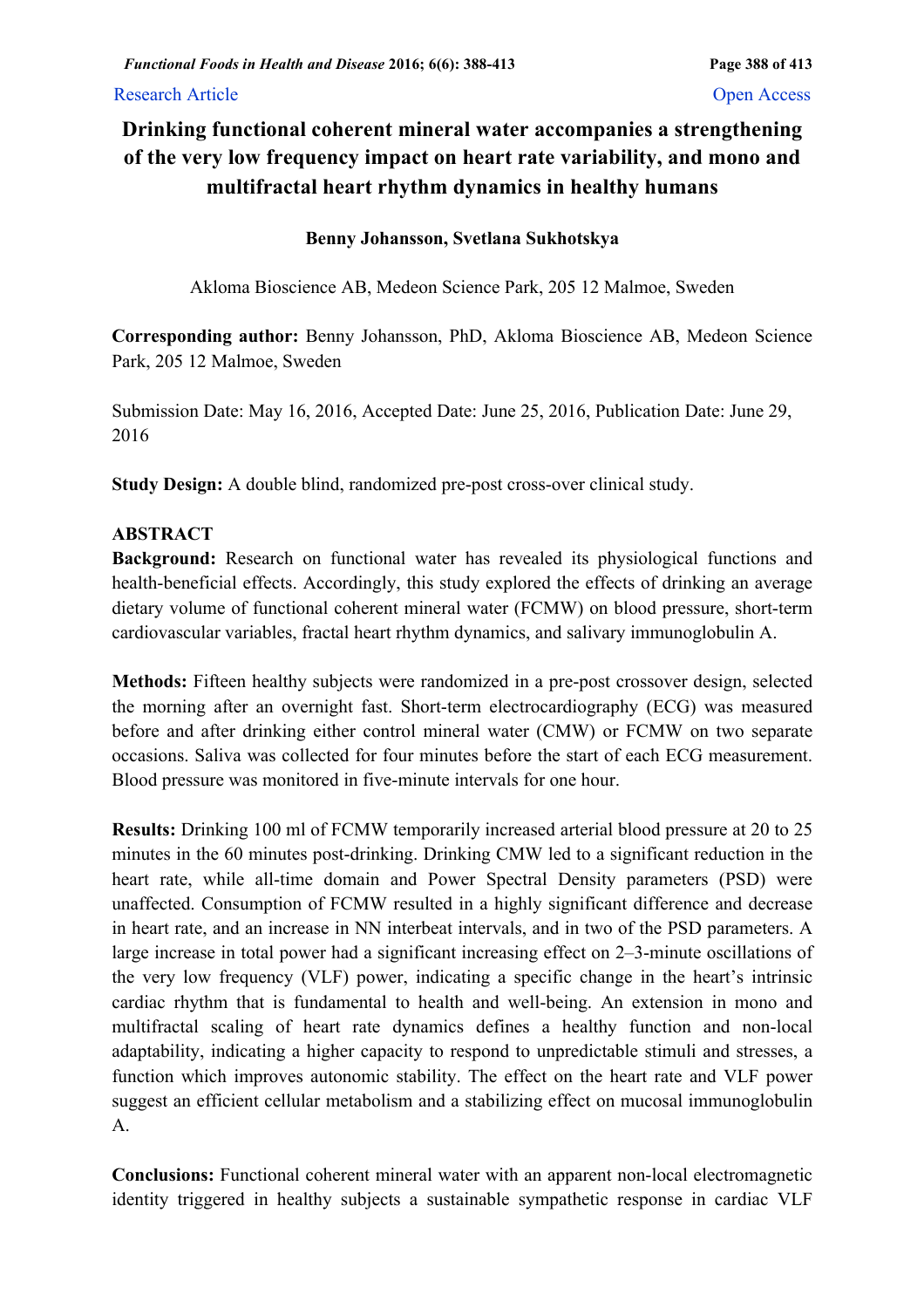Research Article Open Access

# Drinking functional coherent mineral water accompanies a strengthening of the very low frequency impact on heart rate variability, and mono and multifractal heart rhythm dynamics in healthy humans

**Benny Johansson, Svetlana Sukhotskya**

Akloma Bioscience AB, Medeon Science Park, 205 12 Malmoe, Sweden

**Corresponding author:** Benny Johansson, PhD, Akloma Bioscience AB, Medeon Science Park, 205 12 Malmoe, Sweden

Submission Date: May 16, 2016, Accepted Date: June 25, 2016, Publication Date: June 29, 2016

**Study Design:** A double blind, randomized pre-post cross-over clinical study.

## ABSTRACT

**Background:** Research on functional water has revealed its physiological functions and health-beneficial effects. Accordingly, this study explored the effects of drinking an average dietary volume of functional coherent mineral water (FCMW) on blood pressure, short-term cardiovascular variables, fractal heart rhythm dynamics, and salivary immunoglobulin A.

**Methods:** Fifteen healthy subjects were randomized in a pre-post crossover design, selected the morning after an overnight fast. Short-term electrocardiography (ECG) was measured before and after drinking either control mineral water (CMW) or FCMW on two separate occasions. Saliva was collected for four minutes before the start of each ECG measurement. Blood pressure was monitored in five-minute intervals for one hour.

**Results:** Drinking 100 ml of FCMW temporarily increased arterial blood pressure at 20 to 25 minutes in the 60 minutes post-drinking. Drinking CMW led to a significant reduction in the heart rate, while all-time domain and Power Spectral Density parameters (PSD) were unaffected. Consumption of FCMW resulted in a highly significant difference and decrease in heart rate, and an increase in NN interbeat intervals, and in two of the PSD parameters. A large increase in total power had a significant increasing effect on 2–3-minute oscillations of the very low frequency (VLF) power, indicating a specific change in the heart's intrinsic cardiac rhythm that is fundamental to health and well-being. An extension in mono and multifractal scaling of heart rate dynamics defines a healthy function and non-local adaptability, indicating a higher capacity to respond to unpredictable stimuli and stresses, a function which improves autonomic stability. The effect on the heart rate and VLF power suggest an efficient cellular metabolism and a stabilizing effect on mucosal immunoglobulin A.

**Conclusions:** Functional coherent mineral water with an apparent non-local electromagnetic identity triggered in healthy subjects a sustainable sympathetic response in cardiac VLF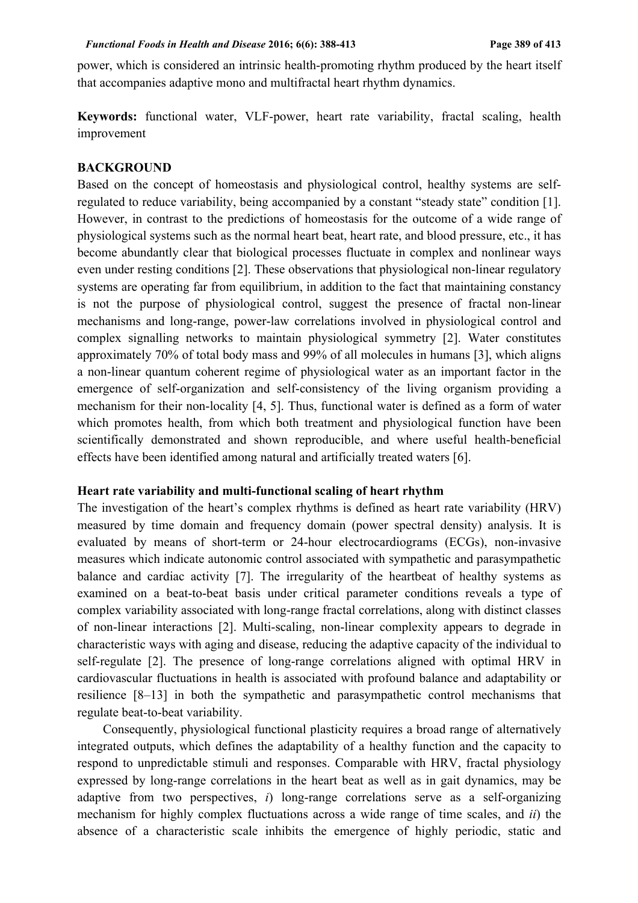power, which is considered an intrinsic health-promoting rhythm produced by the heart itself that accompanies adaptive mono and multifractal heart rhythm dynamics.

**Keywords:** functional water, VLF-power, heart rate variability, fractal scaling, health improvement

## BACKGROUND

Based on the concept of homeostasis and physiological control, healthy systems are self-regulated to reduce variability, being accompanied by a constant "steady state" condition [1]. However, in contrast to the predictions of homeostasis for the outcome of a wide range of physiological systems such as the normal heart beat, heart rate, and blood pressure, etc., it has become abundantly clear that biological processes fluctuate in complex and nonlinear ways even under resting conditions [2]. These observations that physiological non-linear regulatory systems are operating far from equilibrium, in addition to the fact that maintaining constancy is not the purpose of physiological control, suggest the presence of fractal non-linear mechanisms and long-range, power-law correlations involved in physiological control and complex signalling networks to maintain physiological symmetry [2]. Water constitutes approximately 70% of total body mass and 99% of all molecules in humans [3], which aligns a non-linear quantum coherent regime of physiological water as an important factor in the emergence of self-organization and self-consistency of the living organism providing a mechanism for their non-locality [4, 5]. Thus, functional water is defined as a form of water which promotes health, from which both treatment and physiological function have been scientifically demonstrated and shown reproducible, and where useful health-beneficial effects have been identified among natural and artificially treated waters [6].

### Heart rate variability and multi-functional scaling of heart rhythm

The investigation of the heart's complex rhythms is defined as heart rate variability (HRV) measured by time domain and frequency domain (power spectral density) analysis. It is evaluated by means of short-term or 24-hour electrocardiograms (ECGs), non-invasive measures which indicate autonomic control associated with sympathetic and parasympathetic balance and cardiac activity [7]. The irregularity of the heartbeat of healthy systems as examined on a beat-to-beat basis under critical parameter conditions reveals a type of complex variability associated with long-range fractal correlations, along with distinct classes of non-linear interactions [2]. Multi-scaling, non-linear complexity appears to degrade in characteristic ways with aging and disease, reducing the adaptive capacity of the individual to self-regulate [2]. The presence of long-range correlations aligned with optimal HRV in cardiovascular fluctuations in health is associated with profound balance and adaptability or resilience [8–13] in both the sympathetic and parasympathetic control mechanisms that regulate beat-to-beat variability.

Consequently, physiological functional plasticity requires a broad range of alternatively integrated outputs, which defines the adaptability of a healthy function and the capacity to respond to unpredictable stimuli and responses. Comparable with HRV, fractal physiology expressed by long-range correlations in the heart beat as well as in gait dynamics, may be adaptive from two perspectives, *i*) long-range correlations serve as a self-organizing mechanism for highly complex fluctuations across a wide range of time scales, and *ii*) the absence of a characteristic scale inhibits the emergence of highly periodic, static and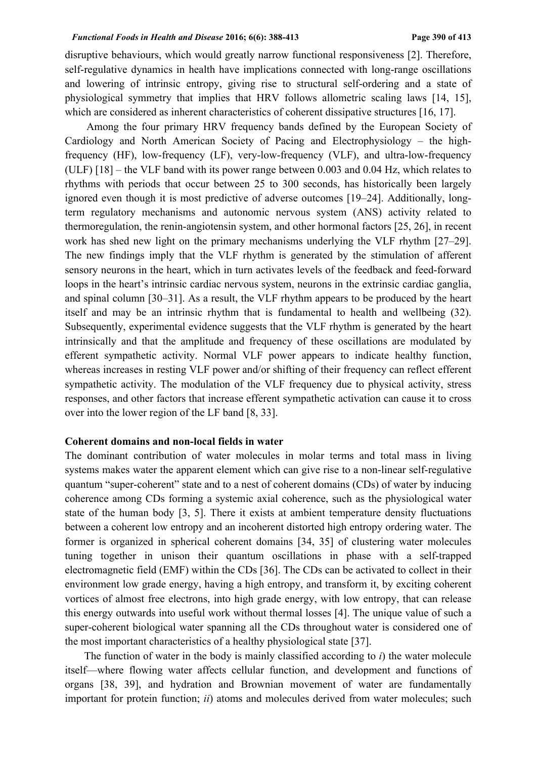disruptive behaviours, which would greatly narrow functional responsiveness [2]. Therefore, self-regulative dynamics in health have implications connected with long-range oscillations and lowering of intrinsic entropy, giving rise to structural self-ordering and a state of physiological symmetry that implies that HRV follows allometric scaling laws [14, 15], which are considered as inherent characteristics of coherent dissipative structures [16, 17].

Among the four primary HRV frequency bands defined by the European Society of Cardiology and North American Society of Pacing and Electrophysiology – the high-frequency (HF), low-frequency (LF), very-low-frequency (VLF), and ultra-low-frequency (ULF) [18] – the VLF band with its power range between 0.003 and 0.04 Hz, which relates to rhythms with periods that occur between 25 to 300 seconds, has historically been largely ignored even though it is most predictive of adverse outcomes [19–24]. Additionally, long-term regulatory mechanisms and autonomic nervous system (ANS) activity related to thermoregulation, the renin-angiotensin system, and other hormonal factors [25, 26], in recent work has shed new light on the primary mechanisms underlying the VLF rhythm [27–29]. The new findings imply that the VLF rhythm is generated by the stimulation of afferent sensory neurons in the heart, which in turn activates levels of the feedback and feed-forward loops in the heart's intrinsic cardiac nervous system, neurons in the extrinsic cardiac ganglia, and spinal column [30–31]. As a result, the VLF rhythm appears to be produced by the heart itself and may be an intrinsic rhythm that is fundamental to health and wellbeing (32). Subsequently, experimental evidence suggests that the VLF rhythm is generated by the heart intrinsically and that the amplitude and frequency of these oscillations are modulated by efferent sympathetic activity. Normal VLF power appears to indicate healthy function, whereas increases in resting VLF power and/or shifting of their frequency can reflect efferent sympathetic activity. The modulation of the VLF frequency due to physical activity, stress responses, and other factors that increase efferent sympathetic activation can cause it to cross over into the lower region of the LF band [8, 33].

**Coherent domains and non-local fields in water**

The dominant contribution of water molecules in molar terms and total mass in living systems makes water the apparent element which can give rise to a non-linear self-regulative quantum "super-coherent" state and to a nest of coherent domains (CDs) of water by inducing coherence among CDs forming a systemic axial coherence, such as the physiological water state of the human body [3, 5]. There it exists at ambient temperature density fluctuations between a coherent low entropy and an incoherent distorted high entropy ordering water. The former is organized in spherical coherent domains [34, 35] of clustering water molecules tuning together in unison their quantum oscillations in phase with a self-trapped electromagnetic field (EMF) within the CDs [36]. The CDs can be activated to collect in their environment low grade energy, having a high entropy, and transform it, by exciting coherent vortices of almost free electrons, into high grade energy, with low entropy, that can release this energy outwards into useful work without thermal losses [4]. The unique value of such a super-coherent biological water spanning all the CDs throughout water is considered one of the most important characteristics of a healthy physiological state [37].

The function of water in the body is mainly classified according to *i*) the water molecule itself—where flowing water affects cellular function, and development and functions of organs [38, 39], and hydration and Brownian movement of water are fundamentally important for protein function; *ii*) atoms and molecules derived from water molecules; such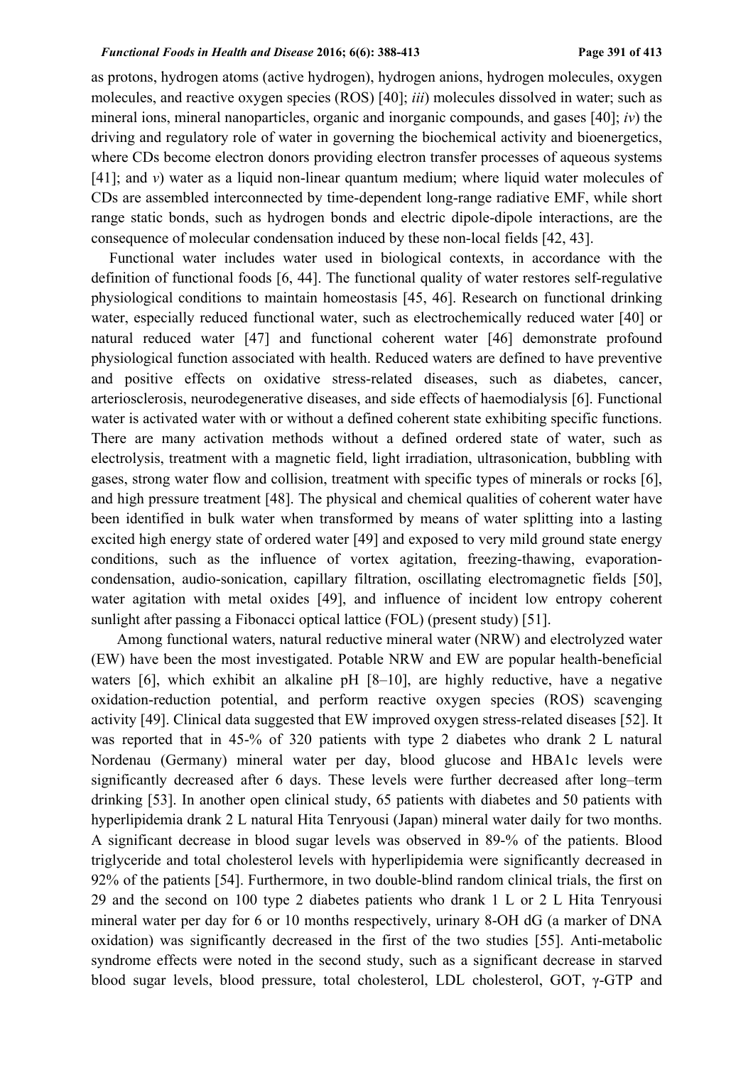as protons, hydrogen atoms (active hydrogen), hydrogen anions, hydrogen molecules, oxygen molecules, and reactive oxygen species (ROS) [40]; *iii*) molecules dissolved in water; such as mineral ions, mineral nanoparticles, organic and inorganic compounds, and gases [40]; *iv*) the driving and regulatory role of water in governing the biochemical activity and bioenergetics, where CDs become electron donors providing electron transfer processes of aqueous systems [41]; and *v*) water as a liquid non-linear quantum medium; where liquid water molecules of CDs are assembled interconnected by time-dependent long-range radiative EMF, while short range static bonds, such as hydrogen bonds and electric dipole-dipole interactions, are the consequence of molecular condensation induced by these non-local fields [42, 43].

Functional water includes water used in biological contexts, in accordance with the definition of functional foods [6, 44]. The functional quality of water restores self-regulative physiological conditions to maintain homeostasis [45, 46]. Research on functional drinking water, especially reduced functional water, such as electrochemically reduced water [40] or natural reduced water [47] and functional coherent water [46] demonstrate profound physiological function associated with health. Reduced waters are defined to have preventive and positive effects on oxidative stress-related diseases, such as diabetes, cancer, arteriosclerosis, neurodegenerative diseases, and side effects of haemodialysis [6]. Functional water is activated water with or without a defined coherent state exhibiting specific functions. There are many activation methods without a defined ordered state of water, such as electrolysis, treatment with a magnetic field, light irradiation, ultrasonication, bubbling with gases, strong water flow and collision, treatment with specific types of minerals or rocks [6], and high pressure treatment [48]. The physical and chemical qualities of coherent water have been identified in bulk water when transformed by means of water splitting into a lasting excited high energy state of ordered water [49] and exposed to very mild ground state energy conditions, such as the influence of vortex agitation, freezing-thawing, evaporation-condensation, audio-sonication, capillary filtration, oscillating electromagnetic fields [50], water agitation with metal oxides [49], and influence of incident low entropy coherent sunlight after passing a Fibonacci optical lattice (FOL) (present study) [51].

Among functional waters, natural reductive mineral water (NRW) and electrolyzed water (EW) have been the most investigated. Potable NRW and EW are popular health-beneficial waters [6], which exhibit an alkaline pH [8–10], are highly reductive, have a negative oxidation-reduction potential, and perform reactive oxygen species (ROS) scavenging activity [49]. Clinical data suggested that EW improved oxygen stress-related diseases [52]. It was reported that in 45-% of 320 patients with type 2 diabetes who drank 2 L natural Nordenau (Germany) mineral water per day, blood glucose and HBA1c levels were significantly decreased after 6 days. These levels were further decreased after long–term drinking [53]. In another open clinical study, 65 patients with diabetes and 50 patients with hyperlipidemia drank 2 L natural Hita Tenryousi (Japan) mineral water daily for two months. A significant decrease in blood sugar levels was observed in 89-% of the patients. Blood triglyceride and total cholesterol levels with hyperlipidemia were significantly decreased in 92% of the patients [54]. Furthermore, in two double-blind random clinical trials, the first on 29 and the second on 100 type 2 diabetes patients who drank 1 L or 2 L Hita Tenryousi mineral water per day for 6 or 10 months respectively, urinary 8-OH dG (a marker of DNA oxidation) was significantly decreased in the first of the two studies [55]. Anti-metabolic syndrome effects were noted in the second study, such as a significant decrease in starved blood sugar levels, blood pressure, total cholesterol, LDL cholesterol, GOT, γ-GTP and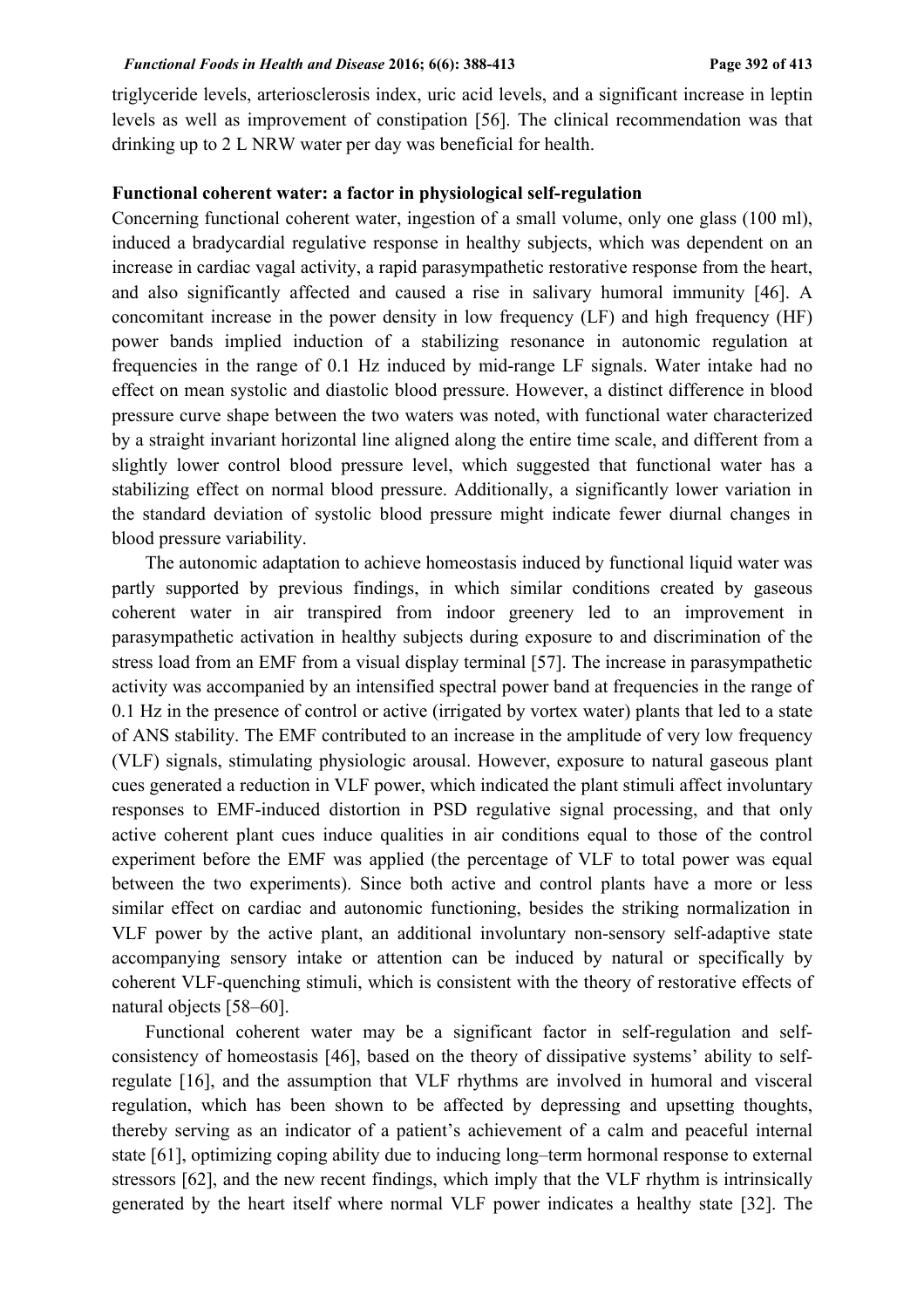triglyceride levels, arteriosclerosis index, uric acid levels, and a significant increase in leptin levels as well as improvement of constipation [56]. The clinical recommendation was that drinking up to 2 L NRW water per day was beneficial for health.

**Functional coherent water: a factor in physiological self-regulation**

Concerning functional coherent water, ingestion of a small volume, only one glass (100 ml), induced a bradycardial regulative response in healthy subjects, which was dependent on an increase in cardiac vagal activity, a rapid parasympathetic restorative response from the heart, and also significantly affected and caused a rise in salivary humoral immunity [46]. A concomitant increase in the power density in low frequency (LF) and high frequency (HF) power bands implied induction of a stabilizing resonance in autonomic regulation at frequencies in the range of 0.1 Hz induced by mid-range LF signals. Water intake had no effect on mean systolic and diastolic blood pressure. However, a distinct difference in blood pressure curve shape between the two waters was noted, with functional water characterized by a straight invariant horizontal line aligned along the entire time scale, and different from a slightly lower control blood pressure level, which suggested that functional water has a stabilizing effect on normal blood pressure. Additionally, a significantly lower variation in the standard deviation of systolic blood pressure might indicate fewer diurnal changes in blood pressure variability.

The autonomic adaptation to achieve homeostasis induced by functional liquid water was partly supported by previous findings, in which similar conditions created by gaseous coherent water in air transpired from indoor greenery led to an improvement in parasympathetic activation in healthy subjects during exposure to and discrimination of the stress load from an EMF from a visual display terminal [57]. The increase in parasympathetic activity was accompanied by an intensified spectral power band at frequencies in the range of 0.1 Hz in the presence of control or active (irrigated by vortex water) plants that led to a state of ANS stability. The EMF contributed to an increase in the amplitude of very low frequency (VLF) signals, stimulating physiologic arousal. However, exposure to natural gaseous plant cues generated a reduction in VLF power, which indicated the plant stimuli affect involuntary responses to EMF-induced distortion in PSD regulative signal processing, and that only active coherent plant cues induce qualities in air conditions equal to those of the control experiment before the EMF was applied (the percentage of VLF to total power was equal between the two experiments). Since both active and control plants have a more or less similar effect on cardiac and autonomic functioning, besides the striking normalization in VLF power by the active plant, an additional involuntary non-sensory self-adaptive state accompanying sensory intake or attention can be induced by natural or specifically by coherent VLF-quenching stimuli, which is consistent with the theory of restorative effects of natural objects [58–60].

Functional coherent water may be a significant factor in self-regulation and self-consistency of homeostasis [46], based on the theory of dissipative systems' ability to self-regulate [16], and the assumption that VLF rhythms are involved in humoral and visceral regulation, which has been shown to be affected by depressing and upsetting thoughts, thereby serving as an indicator of a patient's achievement of a calm and peaceful internal state [61], optimizing coping ability due to inducing long–term hormonal response to external stressors [62], and the new recent findings, which imply that the VLF rhythm is intrinsically generated by the heart itself where normal VLF power indicates a healthy state [32]. The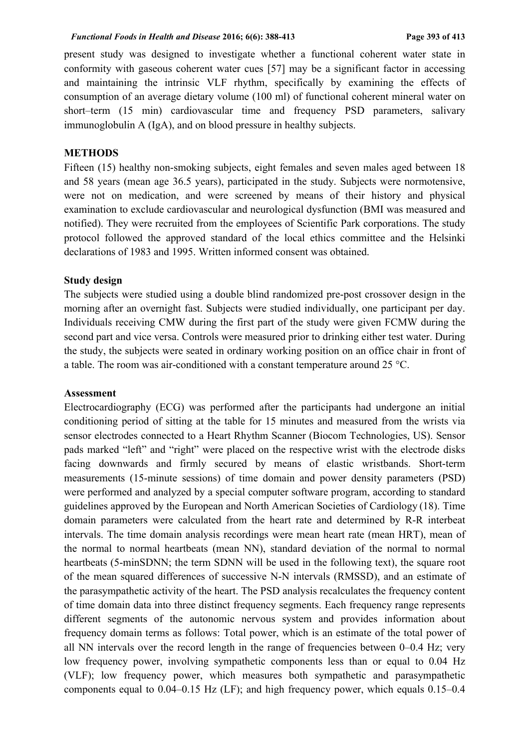present study was designed to investigate whether a functional coherent water state in conformity with gaseous coherent water cues [57] may be a significant factor in accessing and maintaining the intrinsic VLF rhythm, specifically by examining the effects of consumption of an average dietary volume (100 ml) of functional coherent mineral water on short–term (15 min) cardiovascular time and frequency PSD parameters, salivary immunoglobulin A (IgA), and on blood pressure in healthy subjects.

## METHODS

Fifteen (15) healthy non-smoking subjects, eight females and seven males aged between 18 and 58 years (mean age 36.5 years), participated in the study. Subjects were normotensive, were not on medication, and were screened by means of their history and physical examination to exclude cardiovascular and neurological dysfunction (BMI was measured and notified). They were recruited from the employees of Scientific Park corporations. The study protocol followed the approved standard of the local ethics committee and the Helsinki declarations of 1983 and 1995. Written informed consent was obtained.

### Study design

The subjects were studied using a double blind randomized pre-post crossover design in the morning after an overnight fast. Subjects were studied individually, one participant per day. Individuals receiving CMW during the first part of the study were given FCMW during the second part and vice versa. Controls were measured prior to drinking either test water. During the study, the subjects were seated in ordinary working position on an office chair in front of a table. The room was air-conditioned with a constant temperature around 25 °C.

### Assessment

Electrocardiography (ECG) was performed after the participants had undergone an initial conditioning period of sitting at the table for 15 minutes and measured from the wrists via sensor electrodes connected to a Heart Rhythm Scanner (Biocom Technologies, US). Sensor pads marked "left" and "right" were placed on the respective wrist with the electrode disks facing downwards and firmly secured by means of elastic wristbands. Short-term measurements (15-minute sessions) of time domain and power density parameters (PSD) were performed and analyzed by a special computer software program, according to standard guidelines approved by the European and North American Societies of Cardiology (18). Time domain parameters were calculated from the heart rate and determined by R-R interbeat intervals. The time domain analysis recordings were mean heart rate (mean HRT), mean of the normal to normal heartbeats (mean NN), standard deviation of the normal to normal heartbeats (5-minSDNN; the term SDNN will be used in the following text), the square root of the mean squared differences of successive N-N intervals (RMSSD), and an estimate of the parasympathetic activity of the heart. The PSD analysis recalculates the frequency content of time domain data into three distinct frequency segments. Each frequency range represents different segments of the autonomic nervous system and provides information about frequency domain terms as follows: Total power, which is an estimate of the total power of all NN intervals over the record length in the range of frequencies between 0–0.4 Hz; very low frequency power, involving sympathetic components less than or equal to 0.04 Hz (VLF); low frequency power, which measures both sympathetic and parasympathetic components equal to 0.04–0.15 Hz (LF); and high frequency power, which equals 0.15–0.4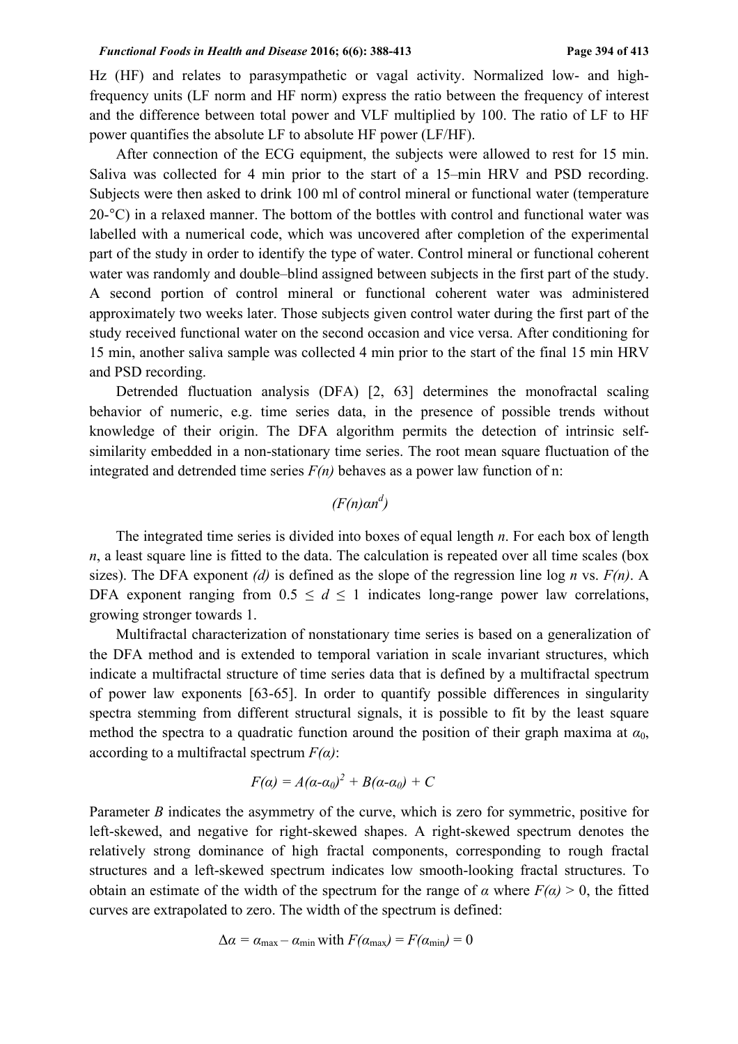Hz (HF) and relates to parasympathetic or vagal activity. Normalized low- and high-frequency units (LF norm and HF norm) express the ratio between the frequency of interest and the difference between total power and VLF multiplied by 100. The ratio of LF to HF power quantifies the absolute LF to absolute HF power (LF/HF).

After connection of the ECG equipment, the subjects were allowed to rest for 15 min. Saliva was collected for 4 min prior to the start of a 15–min HRV and PSD recording. Subjects were then asked to drink 100 ml of control mineral or functional water (temperature 20-°C) in a relaxed manner. The bottom of the bottles with control and functional water was labelled with a numerical code, which was uncovered after completion of the experimental part of the study in order to identify the type of water. Control mineral or functional coherent water was randomly and double–blind assigned between subjects in the first part of the study. A second portion of control mineral or functional coherent water was administered approximately two weeks later. Those subjects given control water during the first part of the study received functional water on the second occasion and vice versa. After conditioning for 15 min, another saliva sample was collected 4 min prior to the start of the final 15 min HRV and PSD recording.

Detrended fluctuation analysis (DFA) [2, 63] determines the monofractal scaling behavior of numeric, e.g. time series data, in the presence of possible trends without knowledge of their origin. The DFA algorithm permits the detection of intrinsic self-similarity embedded in a non-stationary time series. The root mean square fluctuation of the integrated and detrended time series $F(n)$ behaves as a power law function of n:

$$(F(n)\alpha n^{d})$$

The integrated time series is divided into boxes of equal length $n$. For each box of length $n$, a least square line is fitted to the data. The calculation is repeated over all time scales (box sizes). The DFA exponent $(d)$ is defined as the slope of the regression line log $n$ vs. $F(n)$. A DFA exponent ranging from $0.5 \leq d \leq 1$ indicates long-range power law correlations, growing stronger towards 1.

Multifractal characterization of nonstationary time series is based on a generalization of the DFA method and is extended to temporal variation in scale invariant structures, which indicate a multifractal structure of time series data that is defined by a multifractal spectrum of power law exponents [63-65]. In order to quantify possible differences in singularity spectra stemming from different structural signals, it is possible to fit by the least square method the spectra to a quadratic function around the position of their graph maxima at $\alpha_0$, according to a multifractal spectrum $F(\alpha)$:

$$F(\alpha) = A(\alpha-\alpha_0)^2 + B(\alpha-\alpha_0) + C$$

Parameter $B$ indicates the asymmetry of the curve, which is zero for symmetric, positive for left-skewed, and negative for right-skewed shapes. A right-skewed spectrum denotes the relatively strong dominance of high fractal components, corresponding to rough fractal structures and a left-skewed spectrum indicates low smooth-looking fractal structures. To obtain an estimate of the width of the spectrum for the range of $\alpha$ where $F(\alpha) > 0$, the fitted curves are extrapolated to zero. The width of the spectrum is defined:

$$\Delta\alpha = \alpha_{\max} - \alpha_{\min} \text{ with } F(\alpha_{\max}) = F(\alpha_{\min}) = 0$$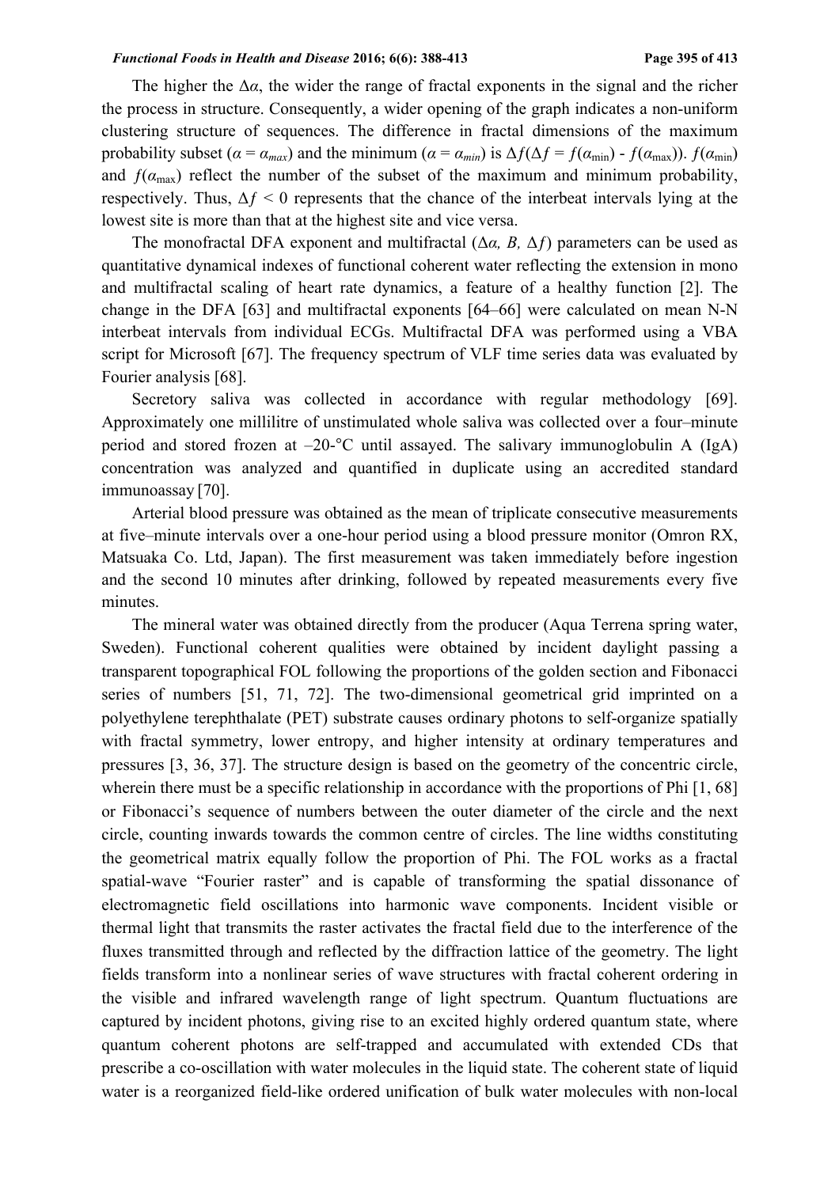The higher the $\Delta\alpha$, the wider the range of fractal exponents in the signal and the richer the process in structure. Consequently, a wider opening of the graph indicates a non-uniform clustering structure of sequences. The difference in fractal dimensions of the maximum probability subset ($\alpha = \alpha_{max}$) and the minimum ($\alpha = \alpha_{min}$) is $\Delta f (\Delta f = f(\alpha_{\min}) - f(\alpha_{\max}))$. $f(\alpha_{\min})$ and $f(\alpha_{\max})$ reflect the number of the subset of the maximum and minimum probability, respectively. Thus, $\Delta f < 0$ represents that the chance of the interbeat intervals lying at the lowest site is more than that at the highest site and vice versa.

The monofractal DFA exponent and multifractal ($\Delta\alpha$, $B$, $\Delta f$) parameters can be used as quantitative dynamical indexes of functional coherent water reflecting the extension in mono and multifractal scaling of heart rate dynamics, a feature of a healthy function [2]. The change in the DFA [63] and multifractal exponents [64–66] were calculated on mean N-N interbeat intervals from individual ECGs. Multifractal DFA was performed using a VBA script for Microsoft [67]. The frequency spectrum of VLF time series data was evaluated by Fourier analysis [68].

Secretory saliva was collected in accordance with regular methodology [69]. Approximately one millilitre of unstimulated whole saliva was collected over a four–minute period and stored frozen at –20-°C until assayed. The salivary immunoglobulin A (IgA) concentration was analyzed and quantified in duplicate using an accredited standard immunoassay [70].

Arterial blood pressure was obtained as the mean of triplicate consecutive measurements at five–minute intervals over a one-hour period using a blood pressure monitor (Omron RX, Matsuaka Co. Ltd, Japan). The first measurement was taken immediately before ingestion and the second 10 minutes after drinking, followed by repeated measurements every five minutes.

The mineral water was obtained directly from the producer (Aqua Terrena spring water, Sweden). Functional coherent qualities were obtained by incident daylight passing a transparent topographical FOL following the proportions of the golden section and Fibonacci series of numbers [51, 71, 72]. The two-dimensional geometrical grid imprinted on a polyethylene terephthalate (PET) substrate causes ordinary photons to self-organize spatially with fractal symmetry, lower entropy, and higher intensity at ordinary temperatures and pressures [3, 36, 37]. The structure design is based on the geometry of the concentric circle, wherein there must be a specific relationship in accordance with the proportions of Phi [1, 68] or Fibonacci's sequence of numbers between the outer diameter of the circle and the next circle, counting inwards towards the common centre of circles. The line widths constituting the geometrical matrix equally follow the proportion of Phi. The FOL works as a fractal spatial-wave "Fourier raster" and is capable of transforming the spatial dissonance of electromagnetic field oscillations into harmonic wave components. Incident visible or thermal light that transmits the raster activates the fractal field due to the interference of the fluxes transmitted through and reflected by the diffraction lattice of the geometry. The light fields transform into a nonlinear series of wave structures with fractal coherent ordering in the visible and infrared wavelength range of light spectrum. Quantum fluctuations are captured by incident photons, giving rise to an excited highly ordered quantum state, where quantum coherent photons are self-trapped and accumulated with extended CDs that prescribe a co-oscillation with water molecules in the liquid state. The coherent state of liquid water is a reorganized field-like ordered unification of bulk water molecules with non-local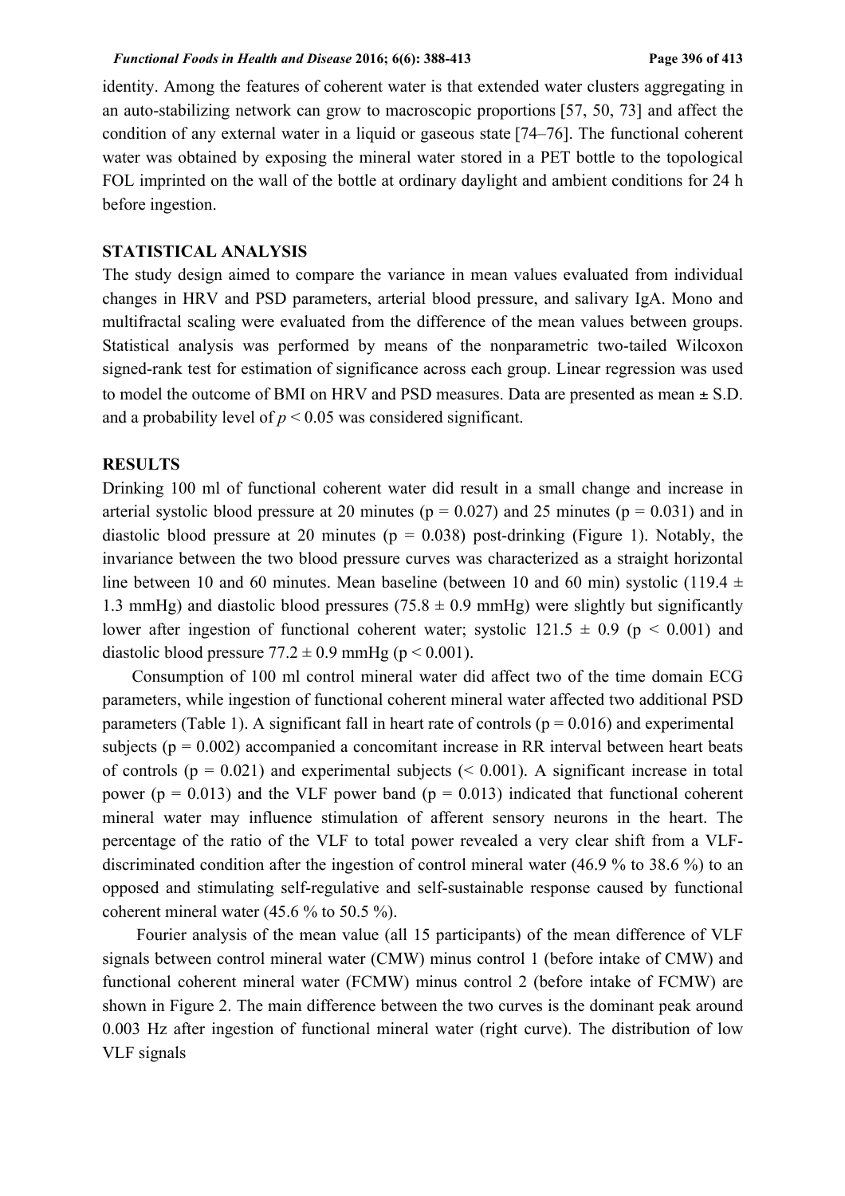identity. Among the features of coherent water is that extended water clusters aggregating in an auto-stabilizing network can grow to macroscopic proportions [57, 50, 73] and affect the condition of any external water in a liquid or gaseous state [74–76]. The functional coherent water was obtained by exposing the mineral water stored in a PET bottle to the topological FOL imprinted on the wall of the bottle at ordinary daylight and ambient conditions for 24 h before ingestion.

## STATISTICAL ANALYSIS

The study design aimed to compare the variance in mean values evaluated from individual changes in HRV and PSD parameters, arterial blood pressure, and salivary IgA. Mono and multifractal scaling were evaluated from the difference of the mean values between groups. Statistical analysis was performed by means of the nonparametric two-tailed Wilcoxon signed-rank test for estimation of significance across each group. Linear regression was used to model the outcome of BMI on HRV and PSD measures. Data are presented as mean ± S.D. and a probability level of $p < 0.05$ was considered significant.

## RESULTS

Drinking 100 ml of functional coherent water did result in a small change and increase in arterial systolic blood pressure at 20 minutes ($p = 0.027$) and 25 minutes ($p = 0.031$) and in diastolic blood pressure at 20 minutes ($p = 0.038$) post-drinking (Figure 1). Notably, the invariance between the two blood pressure curves was characterized as a straight horizontal line between 10 and 60 minutes. Mean baseline (between 10 and 60 min) systolic (119.4 ± 1.3 mmHg) and diastolic blood pressures (75.8 ± 0.9 mmHg) were slightly but significantly lower after ingestion of functional coherent water; systolic 121.5 ± 0.9 ($p < 0.001$) and diastolic blood pressure 77.2 ± 0.9 mmHg ($p < 0.001$).

Consumption of 100 ml control mineral water did affect two of the time domain ECG parameters, while ingestion of functional coherent mineral water affected two additional PSD parameters (Table 1). A significant fall in heart rate of controls ($p = 0.016$) and experimental subjects ($p = 0.002$) accompanied a concomitant increase in RR interval between heart beats of controls ($p = 0.021$) and experimental subjects ($< 0.001$). A significant increase in total power ($p = 0.013$) and the VLF power band ($p = 0.013$) indicated that functional coherent mineral water may influence stimulation of afferent sensory neurons in the heart. The percentage of the ratio of the VLF to total power revealed a very clear shift from a VLF-discriminated condition after the ingestion of control mineral water (46.9 % to 38.6 %) to an opposed and stimulating self-regulative and self-sustainable response caused by functional coherent mineral water (45.6 % to 50.5 %).

Fourier analysis of the mean value (all 15 participants) of the mean difference of VLF signals between control mineral water (CMW) minus control 1 (before intake of CMW) and functional coherent mineral water (FCMW) minus control 2 (before intake of FCMW) are shown in Figure 2. The main difference between the two curves is the dominant peak around 0.003 Hz after ingestion of functional mineral water (right curve). The distribution of low VLF signals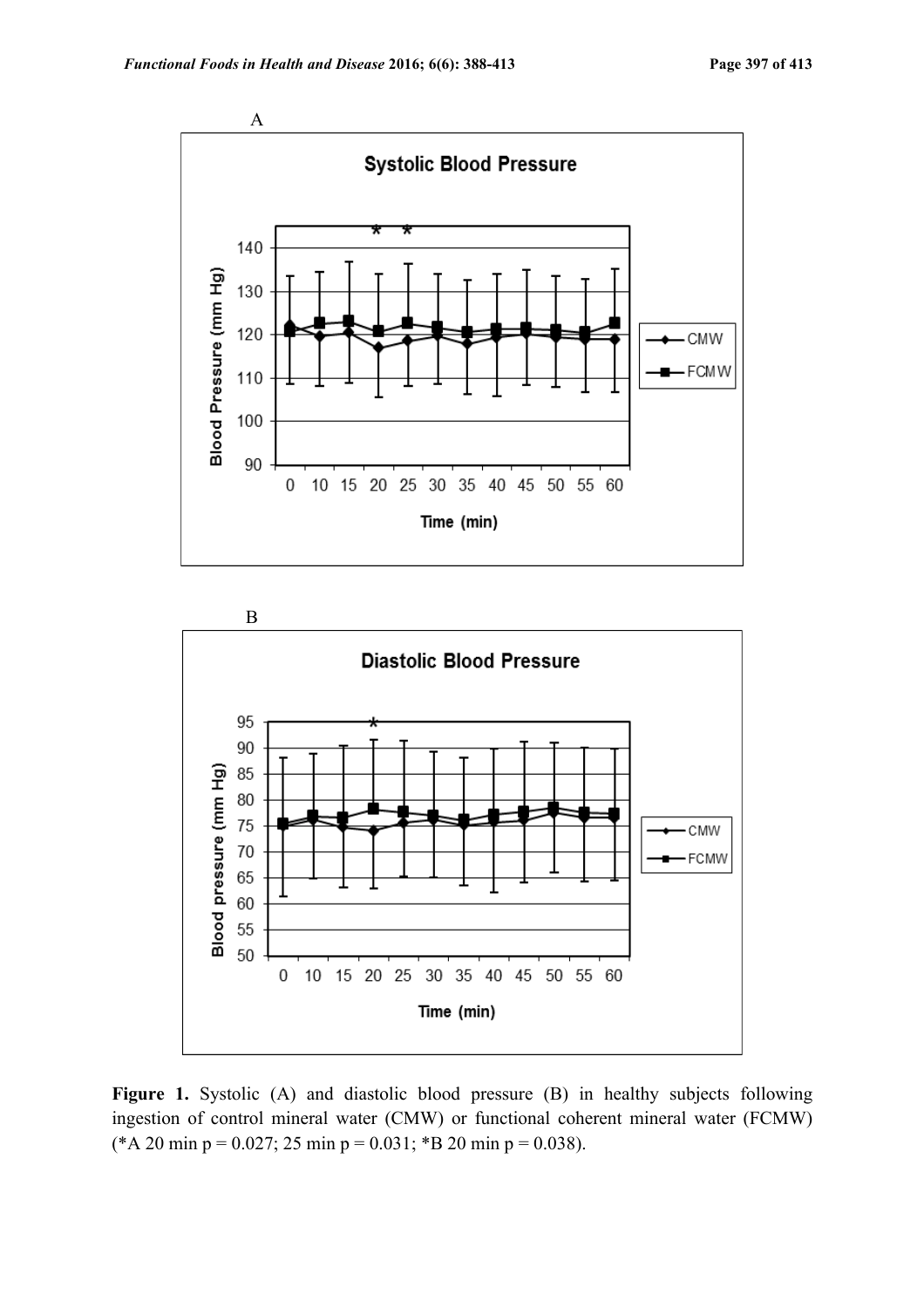A

B

**Figure 1.** Systolic (A) and diastolic blood pressure (B) in healthy subjects following ingestion of control mineral water (CMW) or functional coherent mineral water (FCMW) (*A 20 min p = 0.027; 25 min p = 0.031; *B 20 min p = 0.038).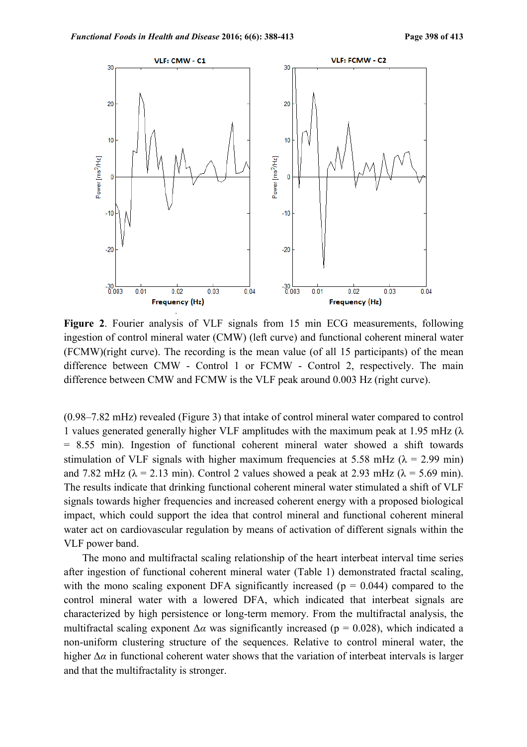**Figure 2**. Fourier analysis of VLF signals from 15 min ECG measurements, following ingestion of control mineral water (CMW) (left curve) and functional coherent mineral water (FCMW)(right curve). The recording is the mean value (of all 15 participants) of the mean difference between CMW - Control 1 or FCMW - Control 2, respectively. The main difference between CMW and FCMW is the VLF peak around 0.003 Hz (right curve).

(0.98–7.82 mHz) revealed (Figure 3) that intake of control mineral water compared to control 1 values generated generally higher VLF amplitudes with the maximum peak at 1.95 mHz ($\lambda$ = 8.55 min). Ingestion of functional coherent mineral water showed a shift towards stimulation of VLF signals with higher maximum frequencies at 5.58 mHz ($\lambda$ = 2.99 min) and 7.82 mHz ($\lambda$ = 2.13 min). Control 2 values showed a peak at 2.93 mHz ($\lambda$ = 5.69 min). The results indicate that drinking functional coherent mineral water stimulated a shift of VLF signals towards higher frequencies and increased coherent energy with a proposed biological impact, which could support the idea that control mineral and functional coherent mineral water act on cardiovascular regulation by means of activation of different signals within the VLF power band.

The mono and multifractal scaling relationship of the heart interbeat interval time series after ingestion of functional coherent mineral water (Table 1) demonstrated fractal scaling, with the mono scaling exponent DFA significantly increased ($p = 0.044$) compared to the control mineral water with a lowered DFA, which indicated that interbeat signals are characterized by high persistence or long-term memory. From the multifractal analysis, the multifractal scaling exponent $\Delta\alpha$ was significantly increased ($p = 0.028$), which indicated a non-uniform clustering structure of the sequences. Relative to control mineral water, the higher $\Delta\alpha$ in functional coherent water shows that the variation of interbeat intervals is larger and that the multifractality is stronger.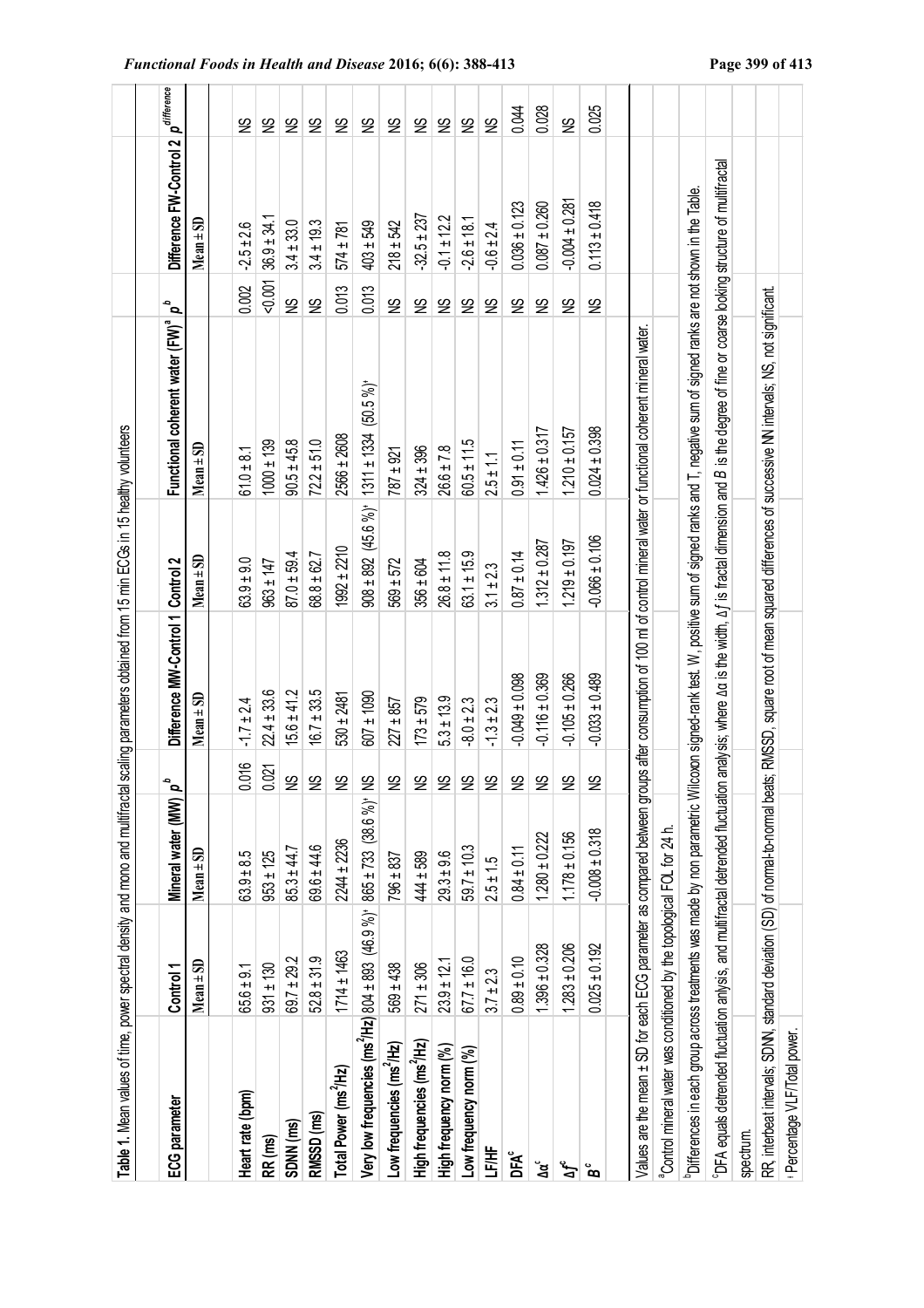**Table 1.** Mean values of time, power spectral density and mono and multifractal scaling parameters obtained from 15 min ECGs in 15 healthy volunteers

| ECG parameter | Control 1 | Mineral water (MW) | $p^b$ | Difference MW-Control 1 | Control 2 | Functional coherent water (FW)[a] | $p^b$ | Difference FW-Control 2 | $p^{difference}$ |
|---|---|---|---|---|---|---|---|---|---|
| | Mean ± SD | Mean ± SD | | Mean ± SD | Mean ± SD | Mean ± SD | | Mean ± SD | |
| Heart rate (bpm) | 65.6 ± 9.1 | 63.9 ± 8.5 | 0.016 | -1.7 ± 2.4 | 63.9 ± 9.0 | 61.0 ± 8.1 | 0.002 | -2.5 ± 2.6 | NS |
| RR (ms) | 931 ± 130 | 953 ± 125 | 0.021 | 22.4 ± 33.6 | 963 ± 147 | 1000 ± 139 | <0.001 | 36.9 ± 34.1 | NS |
| SDNN (ms) | 69.7 ± 29.2 | 85.3 ± 44.7 | NS | 15.6 ± 41.2 | 87.0 ± 59.4 | 90.5 ± 45.8 | NS | 3.4 ± 33.0 | NS |
| RMSSD (ms) | 52.8 ± 31.9 | 69.6 ± 44.6 | NS | 16.7 ± 33.5 | 68.8 ± 62.7 | 72.2 ± 51.0 | NS | 3.4 ± 19.3 | NS |
| Total Power ($ms^2$/Hz) | 1714 ± 1463 | 2244 ± 2236 | NS | 530 ± 2481 | 1992 ± 2210 | 2566 ± 2608 | 0.013 | 574 ± 781 | NS |
| Very low frequencies ($ms^2$/Hz) | 804 ± 893 (46.9 %)[ǂ] | 865 ± 733 (38.6 %)[ǂ] | NS | 607 ± 1090 | 908 ± 892 (45.6 %)[ǂ] | 1311 ± 1334 (50.5 %)[ǂ] | 0.013 | 403 ± 549 | NS |
| Low frequencies ($ms^2$/Hz) | 569 ± 438 | 796 ± 837 | NS | 227 ± 857 | 569 ± 572 | 787 ± 921 | NS | 218 ± 542 | NS |
| High frequencies ($ms^2$/Hz) | 271 ± 306 | 444 ± 589 | NS | 173 ± 579 | 356 ± 604 | 324 ± 396 | NS | -32.5 ± 237 | NS |
| High frequency norm (%) | 23.9 ± 12.1 | 29.3 ± 9.6 | NS | 5.3 ± 13.9 | 26.8 ± 11.8 | 26.6 ± 7.8 | NS | -0.1 ± 12.2 | NS |
| Low frequency norm (%) | 67.7 ± 16.0 | 59.7 ± 10.3 | NS | -8.0 ± 2.3 | 63.1 ± 15.9 | 60.5 ± 11.5 | NS | -2.6 ± 18.1 | NS |
| LF/HF | 3.7 ± 2.3 | 2.5 ± 1.5 | NS | -1.3 ± 2.3 | 3.1 ± 2.3 | 2.5 ± 1.1 | NS | -0.6 ± 2.4 | NS |
| DFA[c] | 0.89 ± 0.10 | 0.84 ± 0.11 | NS | -0.049 ± 0.098 | 0.87 ± 0.14 | 0.91 ± 0.11 | NS | 0.036 ± 0.123 | 0.044 |
| $\Delta\alpha$[c] | 1.396 ± 0.328 | 1.280 ± 0.222 | NS | -0.116 ± 0.369 | 1.312 ± 0.287 | 1.426 ± 0.317 | NS | 0.087 ± 0.260 | 0.028 |
| $\Delta f$[c] | 1.283 ± 0.206 | 1.178 ± 0.156 | NS | -0.105 ± 0.266 | 1.219 ± 0.197 | 1.210 ± 0.157 | NS | -0.004 ± 0.281 | NS |
| $B$[c] | 0.025 ± 0.192 | -0.008 ± 0.318 | NS | -0.033 ± 0.489 | -0.066 ± 0.106 | 0.024 ± 0.398 | NS | 0.113 ± 0.418 | 0.025 |

Values are the mean ± SD for each ECG parameter as compared between groups after consumption of 100 ml of control mineral water or functional coherent mineral water.

[a]Control mineral water was conditioned by the topological FQL for 24 h.

[b]Differences in each group across treatments was made by non parametric Wilcoxon signed-rank test. W, positive sum of signed ranks and T, negative sum of signed ranks are not shown in the Table.

[c]DFA equals detrended fluctuation anlysis, and multifractal detrended fluctuation analysis; where $\Delta\alpha$ is the width, $\Delta f$ is fractal dimension and $B$ is the degree of fine or coarse looking structure of multifractal spectrum.

RR, interbeat intervals; SDNN, standard deviation (SD) of normal-to-normal beats; RMSSD, square root of mean squared differences of successive NN intervals; NS, not significant.

[ǂ] Percentage VLF/Total power.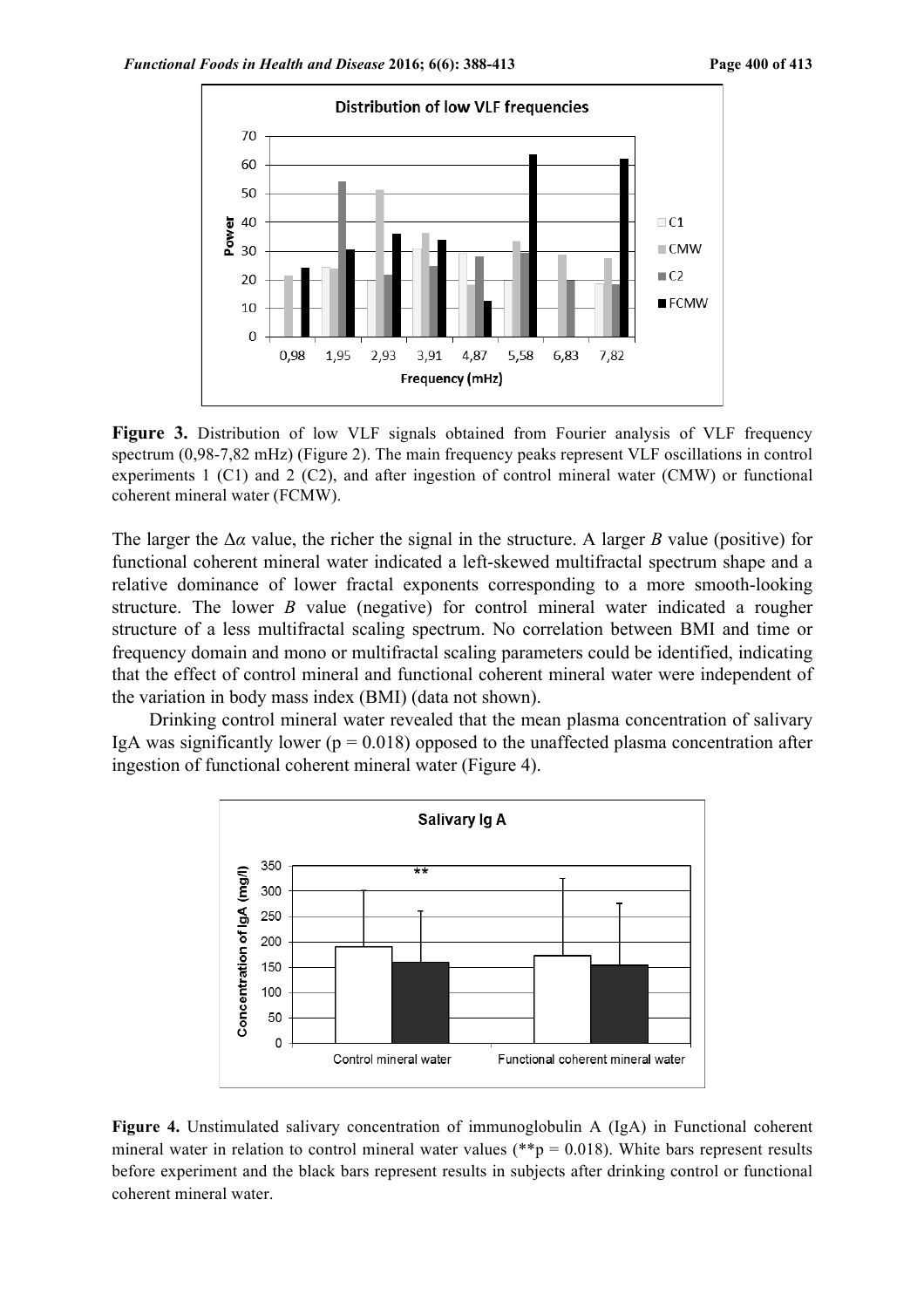**Figure 3.** Distribution of low VLF signals obtained from Fourier analysis of VLF frequency spectrum (0,98-7,82 mHz) (Figure 2). The main frequency peaks represent VLF oscillations in control experiments 1 (C1) and 2 (C2), and after ingestion of control mineral water (CMW) or functional coherent mineral water (FCMW).

The larger the $\Delta\alpha$ value, the richer the signal in the structure. A larger $B$ value (positive) for functional coherent mineral water indicated a left-skewed multifractal spectrum shape and a relative dominance of lower fractal exponents corresponding to a more smooth-looking structure. The lower $B$ value (negative) for control mineral water indicated a rougher structure of a less multifractal scaling spectrum. No correlation between BMI and time or frequency domain and mono or multifractal scaling parameters could be identified, indicating that the effect of control mineral and functional coherent mineral water were independent of the variation in body mass index (BMI) (data not shown).

Drinking control mineral water revealed that the mean plasma concentration of salivary IgA was significantly lower ($p = 0.018$) opposed to the unaffected plasma concentration after ingestion of functional coherent mineral water (Figure 4).

**Figure 4.** Unstimulated salivary concentration of immunoglobulin A (IgA) in Functional coherent mineral water in relation to control mineral water values (**$p = 0.018$). White bars represent results before experiment and the black bars represent results in subjects after drinking control or functional coherent mineral water.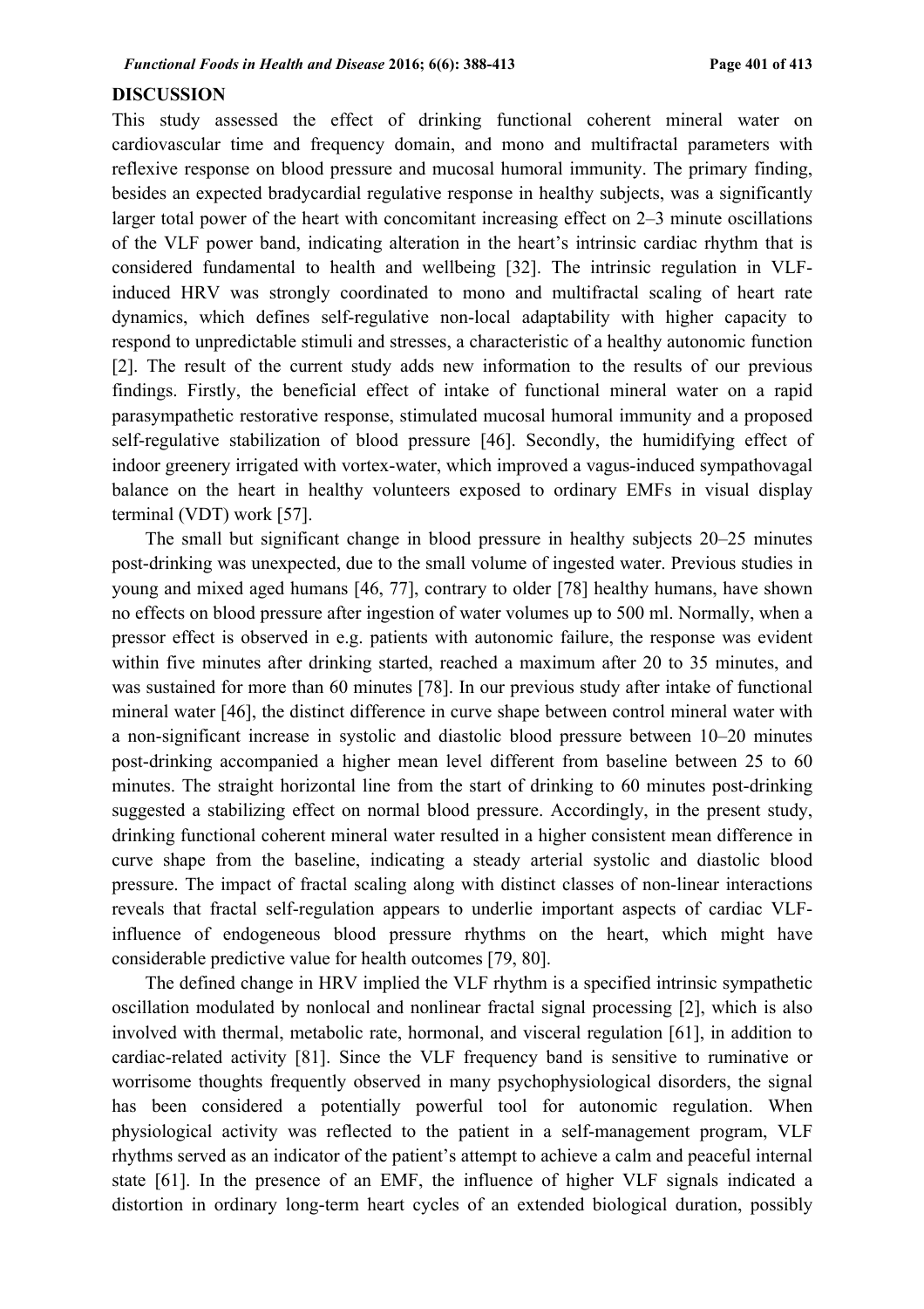## DISCUSSION

This study assessed the effect of drinking functional coherent mineral water on cardiovascular time and frequency domain, and mono and multifractal parameters with reflexive response on blood pressure and mucosal humoral immunity. The primary finding, besides an expected bradycardial regulative response in healthy subjects, was a significantly larger total power of the heart with concomitant increasing effect on 2–3 minute oscillations of the VLF power band, indicating alteration in the heart's intrinsic cardiac rhythm that is considered fundamental to health and wellbeing [32]. The intrinsic regulation in VLF-induced HRV was strongly coordinated to mono and multifractal scaling of heart rate dynamics, which defines self-regulative non-local adaptability with higher capacity to respond to unpredictable stimuli and stresses, a characteristic of a healthy autonomic function [2]. The result of the current study adds new information to the results of our previous findings. Firstly, the beneficial effect of intake of functional mineral water on a rapid parasympathetic restorative response, stimulated mucosal humoral immunity and a proposed self-regulative stabilization of blood pressure [46]. Secondly, the humidifying effect of indoor greenery irrigated with vortex-water, which improved a vagus-induced sympathovagal balance on the heart in healthy volunteers exposed to ordinary EMFs in visual display terminal (VDT) work [57].

The small but significant change in blood pressure in healthy subjects 20–25 minutes post-drinking was unexpected, due to the small volume of ingested water. Previous studies in young and mixed aged humans [46, 77], contrary to older [78] healthy humans, have shown no effects on blood pressure after ingestion of water volumes up to 500 ml. Normally, when a pressor effect is observed in e.g. patients with autonomic failure, the response was evident within five minutes after drinking started, reached a maximum after 20 to 35 minutes, and was sustained for more than 60 minutes [78]. In our previous study after intake of functional mineral water [46], the distinct difference in curve shape between control mineral water with a non-significant increase in systolic and diastolic blood pressure between 10–20 minutes post-drinking accompanied a higher mean level different from baseline between 25 to 60 minutes. The straight horizontal line from the start of drinking to 60 minutes post-drinking suggested a stabilizing effect on normal blood pressure. Accordingly, in the present study, drinking functional coherent mineral water resulted in a higher consistent mean difference in curve shape from the baseline, indicating a steady arterial systolic and diastolic blood pressure. The impact of fractal scaling along with distinct classes of non-linear interactions reveals that fractal self-regulation appears to underlie important aspects of cardiac VLF-influence of endogeneous blood pressure rhythms on the heart, which might have considerable predictive value for health outcomes [79, 80].

The defined change in HRV implied the VLF rhythm is a specified intrinsic sympathetic oscillation modulated by nonlocal and nonlinear fractal signal processing [2], which is also involved with thermal, metabolic rate, hormonal, and visceral regulation [61], in addition to cardiac-related activity [81]. Since the VLF frequency band is sensitive to ruminative or worrisome thoughts frequently observed in many psychophysiological disorders, the signal has been considered a potentially powerful tool for autonomic regulation. When physiological activity was reflected to the patient in a self-management program, VLF rhythms served as an indicator of the patient's attempt to achieve a calm and peaceful internal state [61]. In the presence of an EMF, the influence of higher VLF signals indicated a distortion in ordinary long-term heart cycles of an extended biological duration, possibly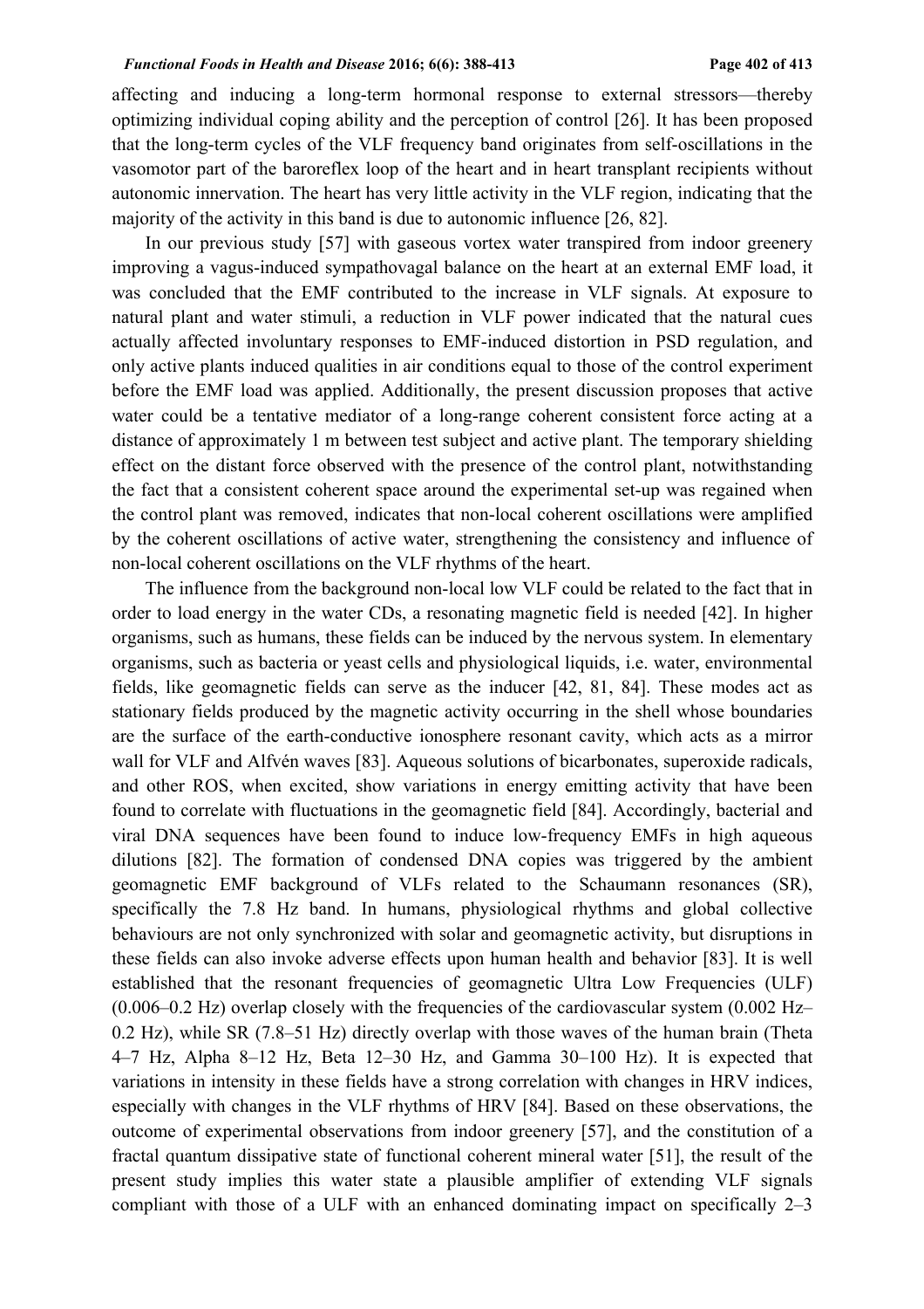affecting and inducing a long-term hormonal response to external stressors—thereby optimizing individual coping ability and the perception of control [26]. It has been proposed that the long-term cycles of the VLF frequency band originates from self-oscillations in the vasomotor part of the baroreflex loop of the heart and in heart transplant recipients without autonomic innervation. The heart has very little activity in the VLF region, indicating that the majority of the activity in this band is due to autonomic influence [26, 82].

In our previous study [57] with gaseous vortex water transpired from indoor greenery improving a vagus-induced sympathovagal balance on the heart at an external EMF load, it was concluded that the EMF contributed to the increase in VLF signals. At exposure to natural plant and water stimuli, a reduction in VLF power indicated that the natural cues actually affected involuntary responses to EMF-induced distortion in PSD regulation, and only active plants induced qualities in air conditions equal to those of the control experiment before the EMF load was applied. Additionally, the present discussion proposes that active water could be a tentative mediator of a long-range coherent consistent force acting at a distance of approximately 1 m between test subject and active plant. The temporary shielding effect on the distant force observed with the presence of the control plant, notwithstanding the fact that a consistent coherent space around the experimental set-up was regained when the control plant was removed, indicates that non-local coherent oscillations were amplified by the coherent oscillations of active water, strengthening the consistency and influence of non-local coherent oscillations on the VLF rhythms of the heart.

The influence from the background non-local low VLF could be related to the fact that in order to load energy in the water CDs, a resonating magnetic field is needed [42]. In higher organisms, such as humans, these fields can be induced by the nervous system. In elementary organisms, such as bacteria or yeast cells and physiological liquids, i.e. water, environmental fields, like geomagnetic fields can serve as the inducer [42, 81, 84]. These modes act as stationary fields produced by the magnetic activity occurring in the shell whose boundaries are the surface of the earth-conductive ionosphere resonant cavity, which acts as a mirror wall for VLF and Alfvén waves [83]. Aqueous solutions of bicarbonates, superoxide radicals, and other ROS, when excited, show variations in energy emitting activity that have been found to correlate with fluctuations in the geomagnetic field [84]. Accordingly, bacterial and viral DNA sequences have been found to induce low-frequency EMFs in high aqueous dilutions [82]. The formation of condensed DNA copies was triggered by the ambient geomagnetic EMF background of VLFs related to the Schaumann resonances (SR), specifically the 7.8 Hz band. In humans, physiological rhythms and global collective behaviours are not only synchronized with solar and geomagnetic activity, but disruptions in these fields can also invoke adverse effects upon human health and behavior [83]. It is well established that the resonant frequencies of geomagnetic Ultra Low Frequencies (ULF) (0.006–0.2 Hz) overlap closely with the frequencies of the cardiovascular system (0.002 Hz–0.2 Hz), while SR (7.8–51 Hz) directly overlap with those waves of the human brain (Theta 4–7 Hz, Alpha 8–12 Hz, Beta 12–30 Hz, and Gamma 30–100 Hz). It is expected that variations in intensity in these fields have a strong correlation with changes in HRV indices, especially with changes in the VLF rhythms of HRV [84]. Based on these observations, the outcome of experimental observations from indoor greenery [57], and the constitution of a fractal quantum dissipative state of functional coherent mineral water [51], the result of the present study implies this water state a plausible amplifier of extending VLF signals compliant with those of a ULF with an enhanced dominating impact on specifically 2–3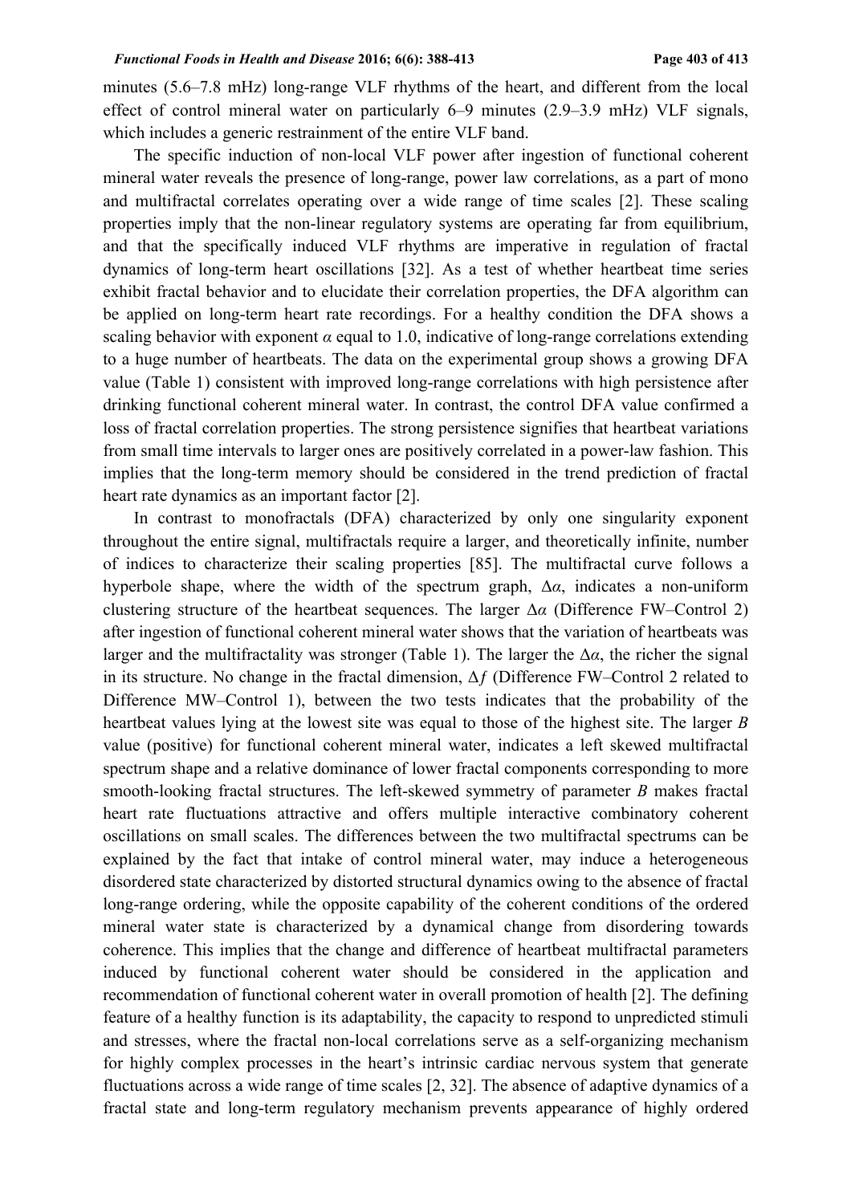minutes (5.6–7.8 mHz) long-range VLF rhythms of the heart, and different from the local effect of control mineral water on particularly 6–9 minutes (2.9–3.9 mHz) VLF signals, which includes a generic restrainment of the entire VLF band.

The specific induction of non-local VLF power after ingestion of functional coherent mineral water reveals the presence of long-range, power law correlations, as a part of mono and multifractal correlates operating over a wide range of time scales [2]. These scaling properties imply that the non-linear regulatory systems are operating far from equilibrium, and that the specifically induced VLF rhythms are imperative in regulation of fractal dynamics of long-term heart oscillations [32]. As a test of whether heartbeat time series exhibit fractal behavior and to elucidate their correlation properties, the DFA algorithm can be applied on long-term heart rate recordings. For a healthy condition the DFA shows a scaling behavior with exponent $\alpha$ equal to 1.0, indicative of long-range correlations extending to a huge number of heartbeats. The data on the experimental group shows a growing DFA value (Table 1) consistent with improved long-range correlations with high persistence after drinking functional coherent mineral water. In contrast, the control DFA value confirmed a loss of fractal correlation properties. The strong persistence signifies that heartbeat variations from small time intervals to larger ones are positively correlated in a power-law fashion. This implies that the long-term memory should be considered in the trend prediction of fractal heart rate dynamics as an important factor [2].

In contrast to monofractals (DFA) characterized by only one singularity exponent throughout the entire signal, multifractals require a larger, and theoretically infinite, number of indices to characterize their scaling properties [85]. The multifractal curve follows a hyperbole shape, where the width of the spectrum graph, $\Delta\alpha$, indicates a non-uniform clustering structure of the heartbeat sequences. The larger $\Delta\alpha$ (Difference FW–Control 2) after ingestion of functional coherent mineral water shows that the variation of heartbeats was larger and the multifractality was stronger (Table 1). The larger the $\Delta\alpha$, the richer the signal in its structure. No change in the fractal dimension, $\Delta f$ (Difference FW–Control 2 related to Difference MW–Control 1), between the two tests indicates that the probability of the heartbeat values lying at the lowest site was equal to those of the highest site. The larger $B$ value (positive) for functional coherent mineral water, indicates a left skewed multifractal spectrum shape and a relative dominance of lower fractal components corresponding to more smooth-looking fractal structures. The left-skewed symmetry of parameter $B$ makes fractal heart rate fluctuations attractive and offers multiple interactive combinatory coherent oscillations on small scales. The differences between the two multifractal spectrums can be explained by the fact that intake of control mineral water, may induce a heterogeneous disordered state characterized by distorted structural dynamics owing to the absence of fractal long-range ordering, while the opposite capability of the coherent conditions of the ordered mineral water state is characterized by a dynamical change from disordering towards coherence. This implies that the change and difference of heartbeat multifractal parameters induced by functional coherent water should be considered in the application and recommendation of functional coherent water in overall promotion of health [2]. The defining feature of a healthy function is its adaptability, the capacity to respond to unpredicted stimuli and stresses, where the fractal non-local correlations serve as a self-organizing mechanism for highly complex processes in the heart's intrinsic cardiac nervous system that generate fluctuations across a wide range of time scales [2, 32]. The absence of adaptive dynamics of a fractal state and long-term regulatory mechanism prevents appearance of highly ordered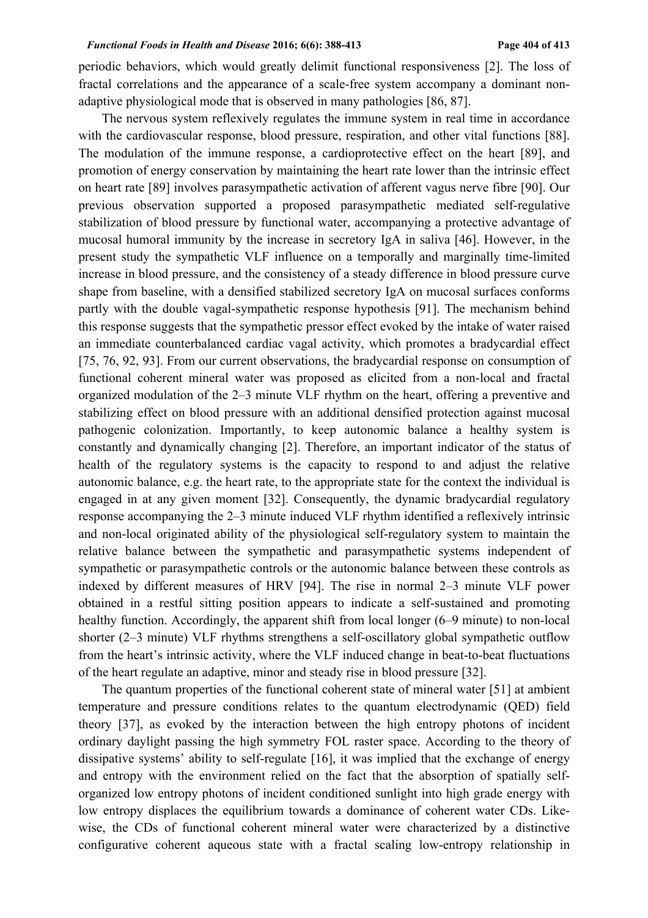periodic behaviors, which would greatly delimit functional responsiveness [2]. The loss of fractal correlations and the appearance of a scale-free system accompany a dominant non-adaptive physiological mode that is observed in many pathologies [86, 87].

The nervous system reflexively regulates the immune system in real time in accordance with the cardiovascular response, blood pressure, respiration, and other vital functions [88]. The modulation of the immune response, a cardioprotective effect on the heart [89], and promotion of energy conservation by maintaining the heart rate lower than the intrinsic effect on heart rate [89] involves parasympathetic activation of afferent vagus nerve fibre [90]. Our previous observation supported a proposed parasympathetic mediated self-regulative stabilization of blood pressure by functional water, accompanying a protective advantage of mucosal humoral immunity by the increase in secretory IgA in saliva [46]. However, in the present study the sympathetic VLF influence on a temporally and marginally time-limited increase in blood pressure, and the consistency of a steady difference in blood pressure curve shape from baseline, with a densified stabilized secretory IgA on mucosal surfaces conforms partly with the double vagal-sympathetic response hypothesis [91]. The mechanism behind this response suggests that the sympathetic pressor effect evoked by the intake of water raised an immediate counterbalanced cardiac vagal activity, which promotes a bradycardial effect [75, 76, 92, 93]. From our current observations, the bradycardial response on consumption of functional coherent mineral water was proposed as elicited from a non-local and fractal organized modulation of the 2–3 minute VLF rhythm on the heart, offering a preventive and stabilizing effect on blood pressure with an additional densified protection against mucosal pathogenic colonization. Importantly, to keep autonomic balance a healthy system is constantly and dynamically changing [2]. Therefore, an important indicator of the status of health of the regulatory systems is the capacity to respond to and adjust the relative autonomic balance, e.g. the heart rate, to the appropriate state for the context the individual is engaged in at any given moment [32]. Consequently, the dynamic bradycardial regulatory response accompanying the 2–3 minute induced VLF rhythm identified a reflexively intrinsic and non-local originated ability of the physiological self-regulatory system to maintain the relative balance between the sympathetic and parasympathetic systems independent of sympathetic or parasympathetic controls or the autonomic balance between these controls as indexed by different measures of HRV [94]. The rise in normal 2–3 minute VLF power obtained in a restful sitting position appears to indicate a self-sustained and promoting healthy function. Accordingly, the apparent shift from local longer (6–9 minute) to non-local shorter (2–3 minute) VLF rhythms strengthens a self-oscillatory global sympathetic outflow from the heart's intrinsic activity, where the VLF induced change in beat-to-beat fluctuations of the heart regulate an adaptive, minor and steady rise in blood pressure [32].

The quantum properties of the functional coherent state of mineral water [51] at ambient temperature and pressure conditions relates to the quantum electrodynamic (QED) field theory [37], as evoked by the interaction between the high entropy photons of incident ordinary daylight passing the high symmetry FOL raster space. According to the theory of dissipative systems' ability to self-regulate [16], it was implied that the exchange of energy and entropy with the environment relied on the fact that the absorption of spatially self-organized low entropy photons of incident conditioned sunlight into high grade energy with low entropy displaces the equilibrium towards a dominance of coherent water CDs. Like-wise, the CDs of functional coherent mineral water were characterized by a distinctive configurative coherent aqueous state with a fractal scaling low-entropy relationship in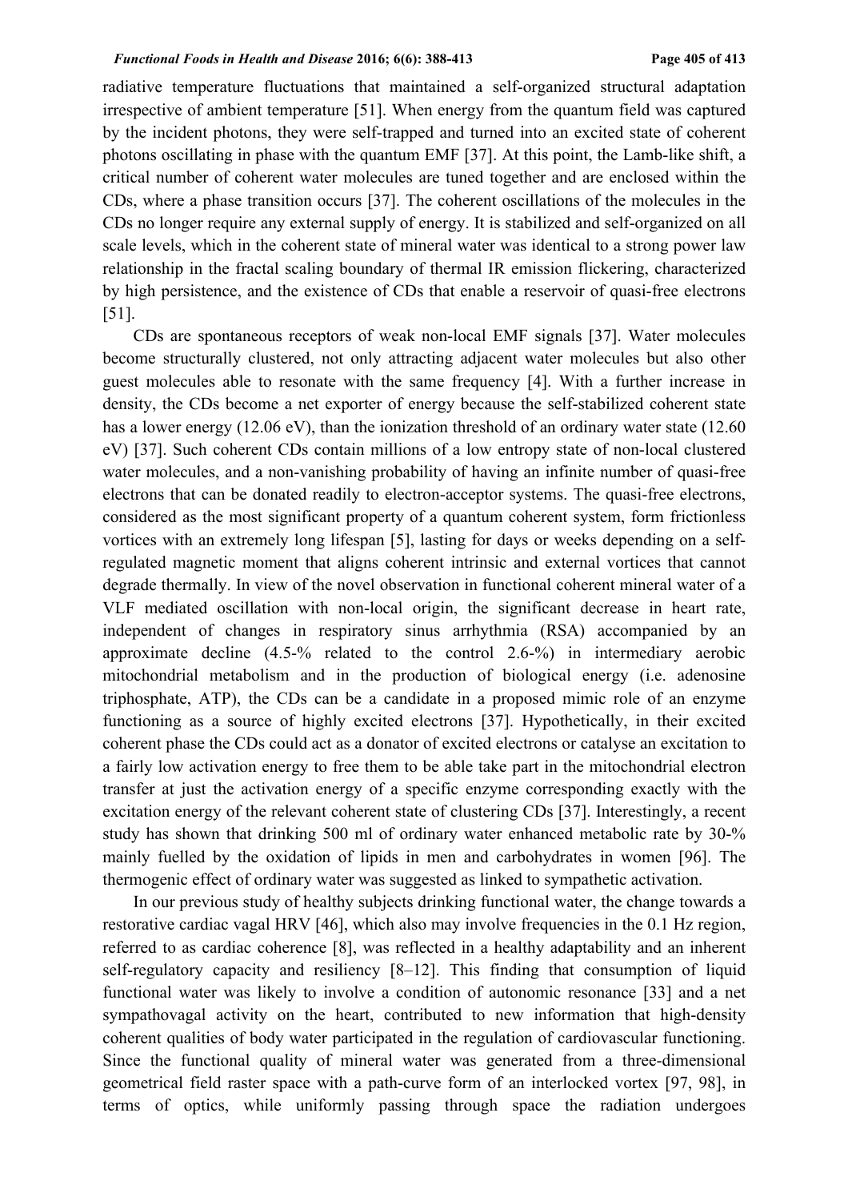radiative temperature fluctuations that maintained a self-organized structural adaptation irrespective of ambient temperature [51]. When energy from the quantum field was captured by the incident photons, they were self-trapped and turned into an excited state of coherent photons oscillating in phase with the quantum EMF [37]. At this point, the Lamb-like shift, a critical number of coherent water molecules are tuned together and are enclosed within the CDs, where a phase transition occurs [37]. The coherent oscillations of the molecules in the CDs no longer require any external supply of energy. It is stabilized and self-organized on all scale levels, which in the coherent state of mineral water was identical to a strong power law relationship in the fractal scaling boundary of thermal IR emission flickering, characterized by high persistence, and the existence of CDs that enable a reservoir of quasi-free electrons [51].

CDs are spontaneous receptors of weak non-local EMF signals [37]. Water molecules become structurally clustered, not only attracting adjacent water molecules but also other guest molecules able to resonate with the same frequency [4]. With a further increase in density, the CDs become a net exporter of energy because the self-stabilized coherent state has a lower energy (12.06 eV), than the ionization threshold of an ordinary water state (12.60 eV) [37]. Such coherent CDs contain millions of a low entropy state of non-local clustered water molecules, and a non-vanishing probability of having an infinite number of quasi-free electrons that can be donated readily to electron-acceptor systems. The quasi-free electrons, considered as the most significant property of a quantum coherent system, form frictionless vortices with an extremely long lifespan [5], lasting for days or weeks depending on a self-regulated magnetic moment that aligns coherent intrinsic and external vortices that cannot degrade thermally. In view of the novel observation in functional coherent mineral water of a VLF mediated oscillation with non-local origin, the significant decrease in heart rate, independent of changes in respiratory sinus arrhythmia (RSA) accompanied by an approximate decline (4.5-% related to the control 2.6-%) in intermediary aerobic mitochondrial metabolism and in the production of biological energy (i.e. adenosine triphosphate, ATP), the CDs can be a candidate in a proposed mimic role of an enzyme functioning as a source of highly excited electrons [37]. Hypothetically, in their excited coherent phase the CDs could act as a donator of excited electrons or catalyse an excitation to a fairly low activation energy to free them to be able take part in the mitochondrial electron transfer at just the activation energy of a specific enzyme corresponding exactly with the excitation energy of the relevant coherent state of clustering CDs [37]. Interestingly, a recent study has shown that drinking 500 ml of ordinary water enhanced metabolic rate by 30-% mainly fuelled by the oxidation of lipids in men and carbohydrates in women [96]. The thermogenic effect of ordinary water was suggested as linked to sympathetic activation.

In our previous study of healthy subjects drinking functional water, the change towards a restorative cardiac vagal HRV [46], which also may involve frequencies in the 0.1 Hz region, referred to as cardiac coherence [8], was reflected in a healthy adaptability and an inherent self-regulatory capacity and resiliency [8–12]. This finding that consumption of liquid functional water was likely to involve a condition of autonomic resonance [33] and a net sympathovagal activity on the heart, contributed to new information that high-density coherent qualities of body water participated in the regulation of cardiovascular functioning. Since the functional quality of mineral water was generated from a three-dimensional geometrical field raster space with a path-curve form of an interlocked vortex [97, 98], in terms of optics, while uniformly passing through space the radiation undergoes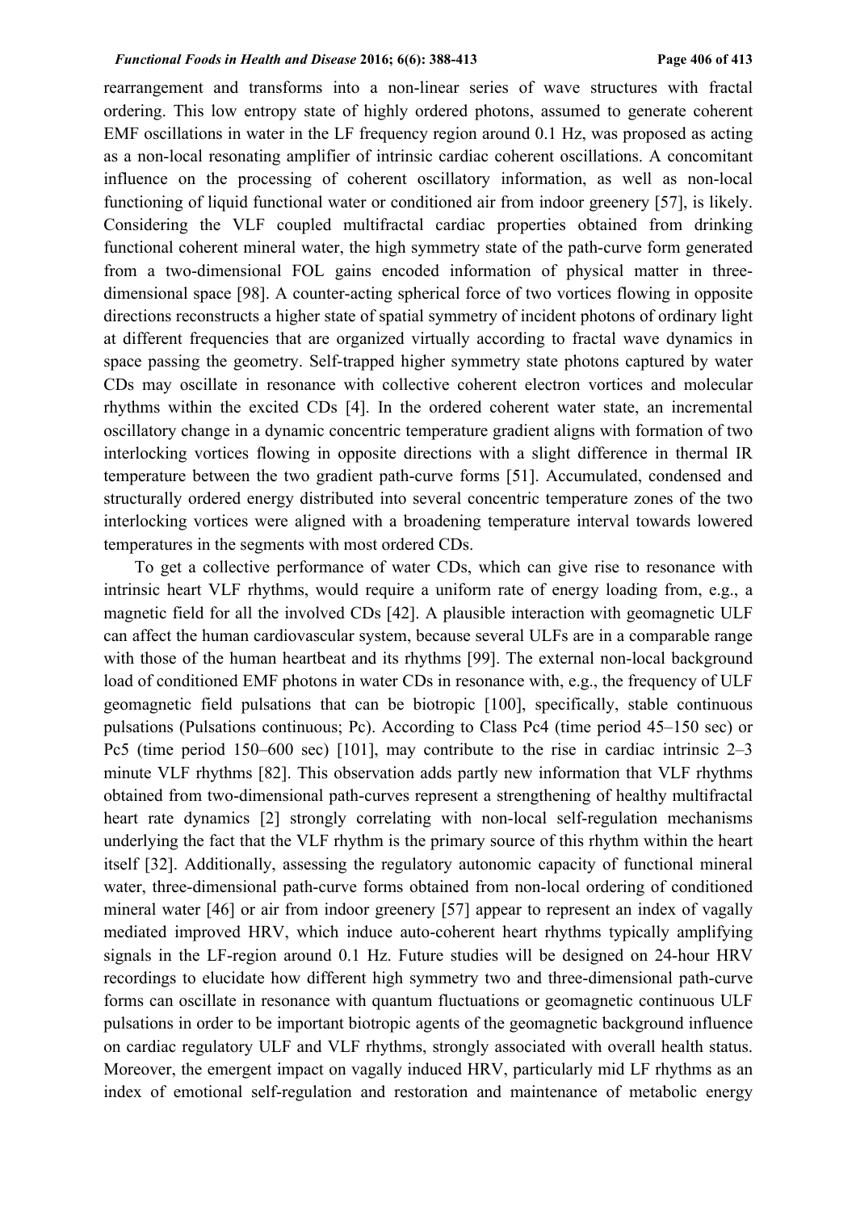rearrangement and transforms into a non-linear series of wave structures with fractal ordering. This low entropy state of highly ordered photons, assumed to generate coherent EMF oscillations in water in the LF frequency region around 0.1 Hz, was proposed as acting as a non-local resonating amplifier of intrinsic cardiac coherent oscillations. A concomitant influence on the processing of coherent oscillatory information, as well as non-local functioning of liquid functional water or conditioned air from indoor greenery [57], is likely. Considering the VLF coupled multifractal cardiac properties obtained from drinking functional coherent mineral water, the high symmetry state of the path-curve form generated from a two-dimensional FOL gains encoded information of physical matter in three-dimensional space [98]. A counter-acting spherical force of two vortices flowing in opposite directions reconstructs a higher state of spatial symmetry of incident photons of ordinary light at different frequencies that are organized virtually according to fractal wave dynamics in space passing the geometry. Self-trapped higher symmetry state photons captured by water CDs may oscillate in resonance with collective coherent electron vortices and molecular rhythms within the excited CDs [4]. In the ordered coherent water state, an incremental oscillatory change in a dynamic concentric temperature gradient aligns with formation of two interlocking vortices flowing in opposite directions with a slight difference in thermal IR temperature between the two gradient path-curve forms [51]. Accumulated, condensed and structurally ordered energy distributed into several concentric temperature zones of the two interlocking vortices were aligned with a broadening temperature interval towards lowered temperatures in the segments with most ordered CDs.

To get a collective performance of water CDs, which can give rise to resonance with intrinsic heart VLF rhythms, would require a uniform rate of energy loading from, e.g., a magnetic field for all the involved CDs [42]. A plausible interaction with geomagnetic ULF can affect the human cardiovascular system, because several ULFs are in a comparable range with those of the human heartbeat and its rhythms [99]. The external non-local background load of conditioned EMF photons in water CDs in resonance with, e.g., the frequency of ULF geomagnetic field pulsations that can be biotropic [100], specifically, stable continuous pulsations (Pulsations continuous; Pc). According to Class Pc4 (time period 45–150 sec) or Pc5 (time period 150–600 sec) [101], may contribute to the rise in cardiac intrinsic 2–3 minute VLF rhythms [82]. This observation adds partly new information that VLF rhythms obtained from two-dimensional path-curves represent a strengthening of healthy multifractal heart rate dynamics [2] strongly correlating with non-local self-regulation mechanisms underlying the fact that the VLF rhythm is the primary source of this rhythm within the heart itself [32]. Additionally, assessing the regulatory autonomic capacity of functional mineral water, three-dimensional path-curve forms obtained from non-local ordering of conditioned mineral water [46] or air from indoor greenery [57] appear to represent an index of vagally mediated improved HRV, which induce auto-coherent heart rhythms typically amplifying signals in the LF-region around 0.1 Hz. Future studies will be designed on 24-hour HRV recordings to elucidate how different high symmetry two and three-dimensional path-curve forms can oscillate in resonance with quantum fluctuations or geomagnetic continuous ULF pulsations in order to be important biotropic agents of the geomagnetic background influence on cardiac regulatory ULF and VLF rhythms, strongly associated with overall health status. Moreover, the emergent impact on vagally induced HRV, particularly mid LF rhythms as an index of emotional self-regulation and restoration and maintenance of metabolic energy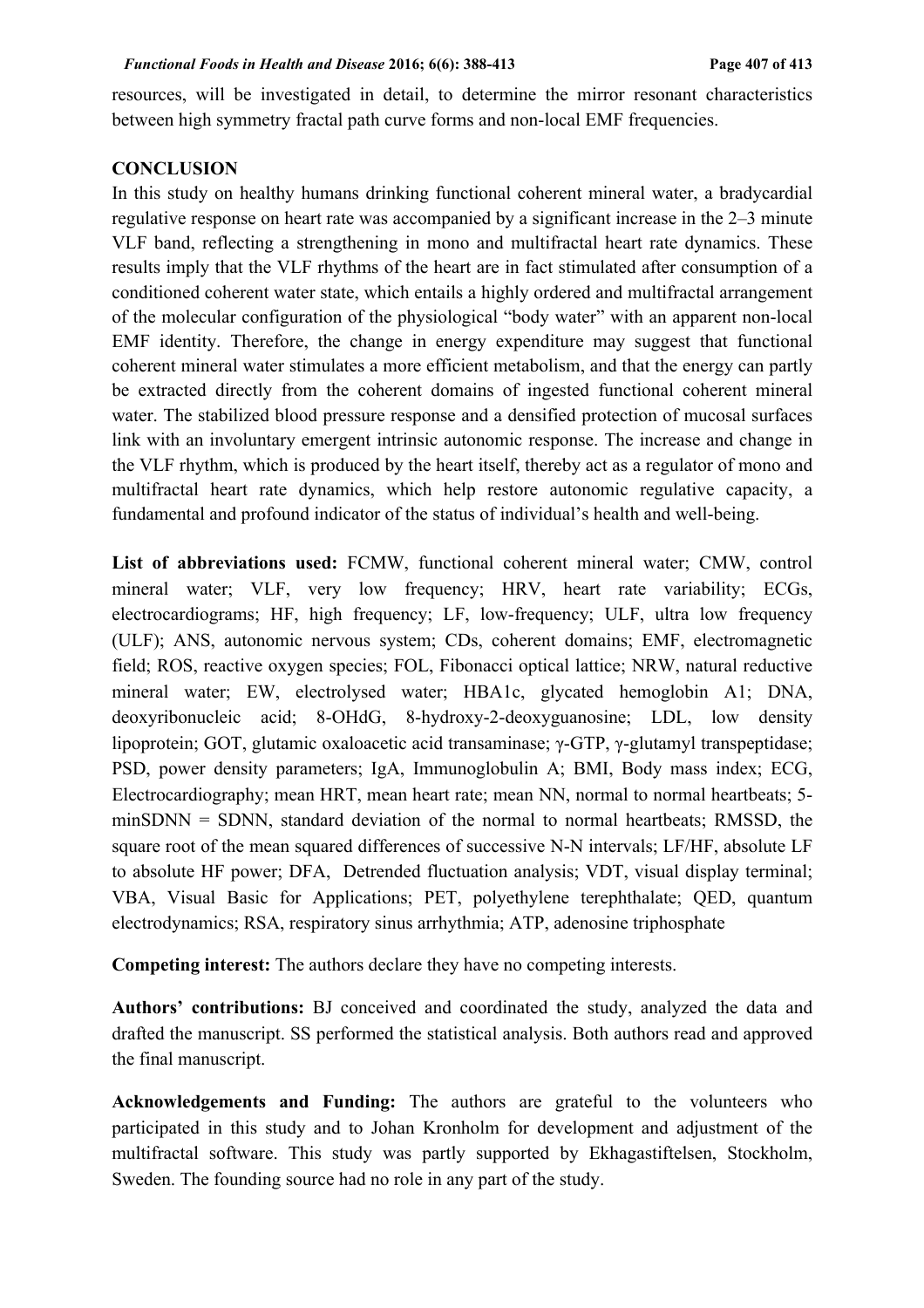resources, will be investigated in detail, to determine the mirror resonant characteristics between high symmetry fractal path curve forms and non-local EMF frequencies.

## CONCLUSION

In this study on healthy humans drinking functional coherent mineral water, a bradycardial regulative response on heart rate was accompanied by a significant increase in the 2–3 minute VLF band, reflecting a strengthening in mono and multifractal heart rate dynamics. These results imply that the VLF rhythms of the heart are in fact stimulated after consumption of a conditioned coherent water state, which entails a highly ordered and multifractal arrangement of the molecular configuration of the physiological "body water" with an apparent non-local EMF identity. Therefore, the change in energy expenditure may suggest that functional coherent mineral water stimulates a more efficient metabolism, and that the energy can partly be extracted directly from the coherent domains of ingested functional coherent mineral water. The stabilized blood pressure response and a densified protection of mucosal surfaces link with an involuntary emergent intrinsic autonomic response. The increase and change in the VLF rhythm, which is produced by the heart itself, thereby act as a regulator of mono and multifractal heart rate dynamics, which help restore autonomic regulative capacity, a fundamental and profound indicator of the status of individual's health and well-being.

**List of abbreviations used:** FCMW, functional coherent mineral water; CMW, control mineral water; VLF, very low frequency; HRV, heart rate variability; ECGs, electrocardiograms; HF, high frequency; LF, low-frequency; ULF, ultra low frequency (ULF); ANS, autonomic nervous system; CDs, coherent domains; EMF, electromagnetic field; ROS, reactive oxygen species; FOL, Fibonacci optical lattice; NRW, natural reductive mineral water; EW, electrolysed water; HBA1c, glycated hemoglobin A1; DNA, deoxyribonucleic acid; 8-OHdG, 8-hydroxy-2-deoxyguanosine; LDL, low density lipoprotein; GOT, glutamic oxaloacetic acid transaminase; γ-GTP, γ-glutamyl transpeptidase; PSD, power density parameters; IgA, Immunoglobulin A; BMI, Body mass index; ECG, Electrocardiography; mean HRT, mean heart rate; mean NN, normal to normal heartbeats; 5-minSDNN = SDNN, standard deviation of the normal to normal heartbeats; RMSSD, the square root of the mean squared differences of successive N-N intervals; LF/HF, absolute LF to absolute HF power; DFA, Detrended fluctuation analysis; VDT, visual display terminal; VBA, Visual Basic for Applications; PET, polyethylene terephthalate; QED, quantum electrodynamics; RSA, respiratory sinus arrhythmia; ATP, adenosine triphosphate

**Competing interest:** The authors declare they have no competing interests.

**Authors' contributions:** BJ conceived and coordinated the study, analyzed the data and drafted the manuscript. SS performed the statistical analysis. Both authors read and approved the final manuscript.

**Acknowledgements and Funding:** The authors are grateful to the volunteers who participated in this study and to Johan Kronholm for development and adjustment of the multifractal software. This study was partly supported by Ekhagastiftelsen, Stockholm, Sweden. The founding source had no role in any part of the study.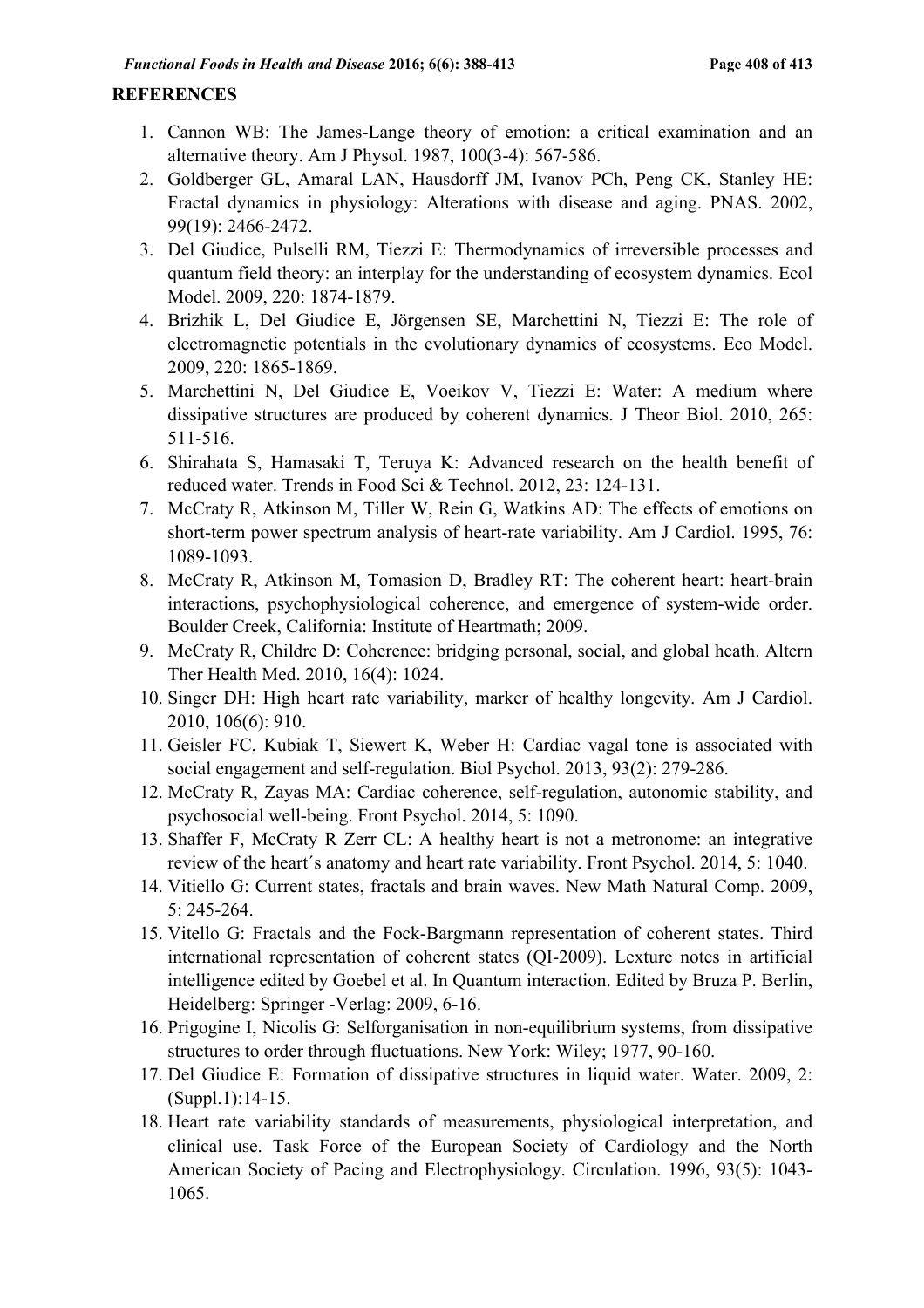## REFERENCES

1. Cannon WB: The James-Lange theory of emotion: a critical examination and an alternative theory. Am J Physol. 1987, 100(3-4): 567-586.
2. Goldberger GL, Amaral LAN, Hausdorff JM, Ivanov PCh, Peng CK, Stanley HE: Fractal dynamics in physiology: Alterations with disease and aging. PNAS. 2002, 99(19): 2466-2472.
3. Del Giudice, Pulselli RM, Tiezzi E: Thermodynamics of irreversible processes and quantum field theory: an interplay for the understanding of ecosystem dynamics. Ecol Model. 2009, 220: 1874-1879.
4. Brizhik L, Del Giudice E, Jörgensen SE, Marchettini N, Tiezzi E: The role of electromagnetic potentials in the evolutionary dynamics of ecosystems. Eco Model. 2009, 220: 1865-1869.
5. Marchettini N, Del Giudice E, Voeikov V, Tiezzi E: Water: A medium where dissipative structures are produced by coherent dynamics. J Theor Biol. 2010, 265: 511-516.
6. Shirahata S, Hamasaki T, Teruya K: Advanced research on the health benefit of reduced water. Trends in Food Sci & Technol. 2012, 23: 124-131.
7. McCraty R, Atkinson M, Tiller W, Rein G, Watkins AD: The effects of emotions on short-term power spectrum analysis of heart-rate variability. Am J Cardiol. 1995, 76: 1089-1093.
8. McCraty R, Atkinson M, Tomasion D, Bradley RT: The coherent heart: heart-brain interactions, psychophysiological coherence, and emergence of system-wide order. Boulder Creek, California: Institute of Heartmath; 2009.
9. McCraty R, Childre D: Coherence: bridging personal, social, and global heath. Altern Ther Health Med. 2010, 16(4): 1024.
10. Singer DH: High heart rate variability, marker of healthy longevity. Am J Cardiol. 2010, 106(6): 910.
11. Geisler FC, Kubiak T, Siewert K, Weber H: Cardiac vagal tone is associated with social engagement and self-regulation. Biol Psychol. 2013, 93(2): 279-286.
12. McCraty R, Zayas MA: Cardiac coherence, self-regulation, autonomic stability, and psychosocial well-being. Front Psychol. 2014, 5: 1090.
13. Shaffer F, McCraty R Zerr CL: A healthy heart is not a metronome: an integrative review of the heart´s anatomy and heart rate variability. Front Psychol. 2014, 5: 1040.
14. Vitiello G: Current states, fractals and brain waves. New Math Natural Comp. 2009, 5: 245-264.
15. Vitello G: Fractals and the Fock-Bargmann representation of coherent states. Third international representation of coherent states (QI-2009). Lexture notes in artificial intelligence edited by Goebel et al. In Quantum interaction. Edited by Bruza P. Berlin, Heidelberg: Springer -Verlag: 2009, 6-16.
16. Prigogine I, Nicolis G: Selforganisation in non-equilibrium systems, from dissipative structures to order through fluctuations. New York: Wiley; 1977, 90-160.
17. Del Giudice E: Formation of dissipative structures in liquid water. Water. 2009, 2: (Suppl.1):14-15.
18. Heart rate variability standards of measurements, physiological interpretation, and clinical use. Task Force of the European Society of Cardiology and the North American Society of Pacing and Electrophysiology. Circulation. 1996, 93(5): 1043-1065.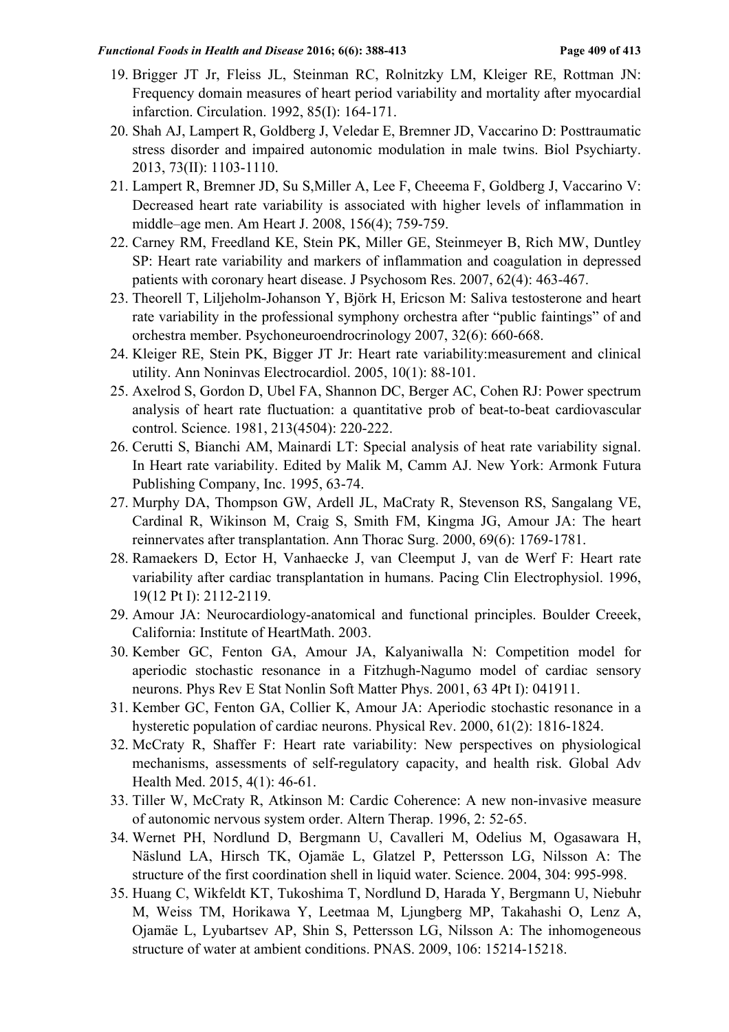19. Brigger JT Jr, Fleiss JL, Steinman RC, Rolnitzky LM, Kleiger RE, Rottman JN: Frequency domain measures of heart period variability and mortality after myocardial infarction. Circulation. 1992, 85(I): 164-171.
20. Shah AJ, Lampert R, Goldberg J, Veledar E, Bremner JD, Vaccarino D: Posttraumatic stress disorder and impaired autonomic modulation in male twins. Biol Psychiarty. 2013, 73(II): 1103-1110.
21. Lampert R, Bremner JD, Su S,Miller A, Lee F, Cheeema F, Goldberg J, Vaccarino V: Decreased heart rate variability is associated with higher levels of inflammation in middle–age men. Am Heart J. 2008, 156(4); 759-759.
22. Carney RM, Freedland KE, Stein PK, Miller GE, Steinmeyer B, Rich MW, Duntley SP: Heart rate variability and markers of inflammation and coagulation in depressed patients with coronary heart disease. J Psychosom Res. 2007, 62(4): 463-467.
23. Theorell T, Liljeholm-Johanson Y, Björk H, Ericson M: Saliva testosterone and heart rate variability in the professional symphony orchestra after "public faintings" of and orchestra member. Psychoneuroendrocrinology 2007, 32(6): 660-668.
24. Kleiger RE, Stein PK, Bigger JT Jr: Heart rate variability:measurement and clinical utility. Ann Noninvas Electrocardiol. 2005, 10(1): 88-101.
25. Axelrod S, Gordon D, Ubel FA, Shannon DC, Berger AC, Cohen RJ: Power spectrum analysis of heart rate fluctuation: a quantitative prob of beat-to-beat cardiovascular control. Science. 1981, 213(4504): 220-222.
26. Cerutti S, Bianchi AM, Mainardi LT: Special analysis of heat rate variability signal. In Heart rate variability. Edited by Malik M, Camm AJ. New York: Armonk Futura Publishing Company, Inc. 1995, 63-74.
27. Murphy DA, Thompson GW, Ardell JL, MaCraty R, Stevenson RS, Sangalang VE, Cardinal R, Wikinson M, Craig S, Smith FM, Kingma JG, Amour JA: The heart reinnervates after transplantation. Ann Thorac Surg. 2000, 69(6): 1769-1781.
28. Ramaekers D, Ector H, Vanhaecke J, van Cleemput J, van de Werf F: Heart rate variability after cardiac transplantation in humans. Pacing Clin Electrophysiol. 1996, 19(12 Pt I): 2112-2119.
29. Amour JA: Neurocardiology-anatomical and functional principles. Boulder Creeek, California: Institute of HeartMath. 2003.
30. Kember GC, Fenton GA, Amour JA, Kalyaniwalla N: Competition model for aperiodic stochastic resonance in a Fitzhugh-Nagumo model of cardiac sensory neurons. Phys Rev E Stat Nonlin Soft Matter Phys. 2001, 63 4Pt I): 041911.
31. Kember GC, Fenton GA, Collier K, Amour JA: Aperiodic stochastic resonance in a hysteretic population of cardiac neurons. Physical Rev. 2000, 61(2): 1816-1824.
32. McCraty R, Shaffer F: Heart rate variability: New perspectives on physiological mechanisms, assessments of self-regulatory capacity, and health risk. Global Adv Health Med. 2015, 4(1): 46-61.
33. Tiller W, McCraty R, Atkinson M: Cardic Coherence: A new non-invasive measure of autonomic nervous system order. Altern Therap. 1996, 2: 52-65.
34. Wernet PH, Nordlund D, Bergmann U, Cavalleri M, Odelius M, Ogasawara H, Näslund LA, Hirsch TK, Ojamäe L, Glatzel P, Pettersson LG, Nilsson A: The structure of the first coordination shell in liquid water. Science. 2004, 304: 995-998.
35. Huang C, Wikfeldt KT, Tukoshima T, Nordlund D, Harada Y, Bergmann U, Niebuhr M, Weiss TM, Horikawa Y, Leetmaa M, Ljungberg MP, Takahashi O, Lenz A, Ojamäe L, Lyubartsev AP, Shin S, Pettersson LG, Nilsson A: The inhomogeneous structure of water at ambient conditions. PNAS. 2009, 106: 15214-15218.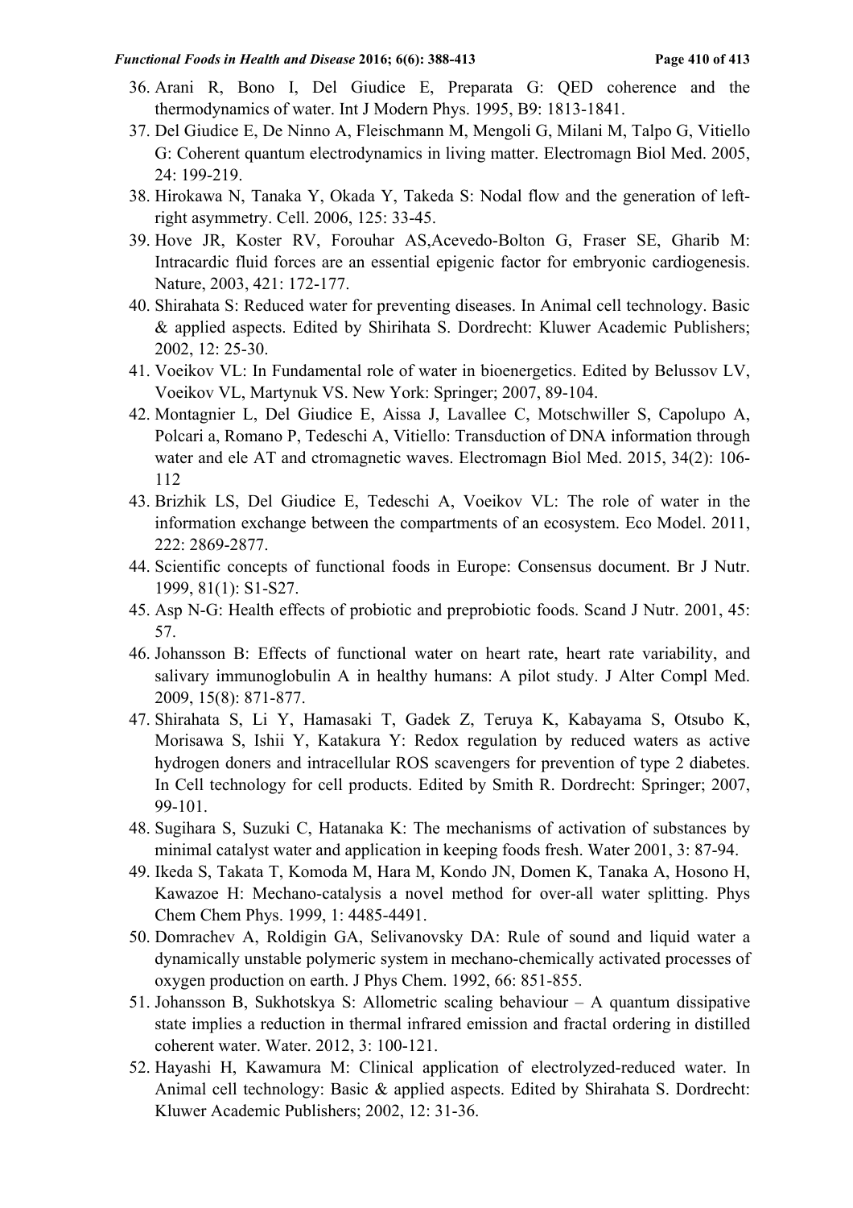36. Arani R, Bono I, Del Giudice E, Preparata G: QED coherence and the thermodynamics of water. Int J Modern Phys. 1995, B9: 1813-1841.
37. Del Giudice E, De Ninno A, Fleischmann M, Mengoli G, Milani M, Talpo G, Vitiello G: Coherent quantum electrodynamics in living matter. Electromagn Biol Med. 2005, 24: 199-219.
38. Hirokawa N, Tanaka Y, Okada Y, Takeda S: Nodal flow and the generation of left-right asymmetry. Cell. 2006, 125: 33-45.
39. Hove JR, Koster RV, Forouhar AS,Acevedo-Bolton G, Fraser SE, Gharib M: Intracardic fluid forces are an essential epigenic factor for embryonic cardiogenesis. Nature, 2003, 421: 172-177.
40. Shirahata S: Reduced water for preventing diseases. In Animal cell technology. Basic & applied aspects. Edited by Shirihata S. Dordrecht: Kluwer Academic Publishers; 2002, 12: 25-30.
41. Voeikov VL: In Fundamental role of water in bioenergetics. Edited by Belussov LV, Voeikov VL, Martynuk VS. New York: Springer; 2007, 89-104.
42. Montagnier L, Del Giudice E, Aissa J, Lavallee C, Motschwiller S, Capolupo A, Polcari a, Romano P, Tedeschi A, Vitiello: Transduction of DNA information through water and ele AT and ctromagnetic waves. Electromagn Biol Med. 2015, 34(2): 106-112
43. Brizhik LS, Del Giudice E, Tedeschi A, Voeikov VL: The role of water in the information exchange between the compartments of an ecosystem. Eco Model. 2011, 222: 2869-2877.
44. Scientific concepts of functional foods in Europe: Consensus document. Br J Nutr. 1999, 81(1): S1-S27.
45. Asp N-G: Health effects of probiotic and preprobiotic foods. Scand J Nutr. 2001, 45: 57.
46. Johansson B: Effects of functional water on heart rate, heart rate variability, and salivary immunoglobulin A in healthy humans: A pilot study. J Alter Compl Med. 2009, 15(8): 871-877.
47. Shirahata S, Li Y, Hamasaki T, Gadek Z, Teruya K, Kabayama S, Otsubo K, Morisawa S, Ishii Y, Katakura Y: Redox regulation by reduced waters as active hydrogen doners and intracellular ROS scavengers for prevention of type 2 diabetes. In Cell technology for cell products. Edited by Smith R. Dordrecht: Springer; 2007, 99-101.
48. Sugihara S, Suzuki C, Hatanaka K: The mechanisms of activation of substances by minimal catalyst water and application in keeping foods fresh. Water 2001, 3: 87-94.
49. Ikeda S, Takata T, Komoda M, Hara M, Kondo JN, Domen K, Tanaka A, Hosono H, Kawazoe H: Mechano-catalysis a novel method for over-all water splitting. Phys Chem Chem Phys. 1999, 1: 4485-4491.
50. Domrachev A, Roldigin GA, Selivanovsky DA: Rule of sound and liquid water a dynamically unstable polymeric system in mechano-chemically activated processes of oxygen production on earth. J Phys Chem. 1992, 66: 851-855.
51. Johansson B, Sukhotskya S: Allometric scaling behaviour – A quantum dissipative state implies a reduction in thermal infrared emission and fractal ordering in distilled coherent water. Water. 2012, 3: 100-121.
52. Hayashi H, Kawamura M: Clinical application of electrolyzed-reduced water. In Animal cell technology: Basic & applied aspects. Edited by Shirahata S. Dordrecht: Kluwer Academic Publishers; 2002, 12: 31-36.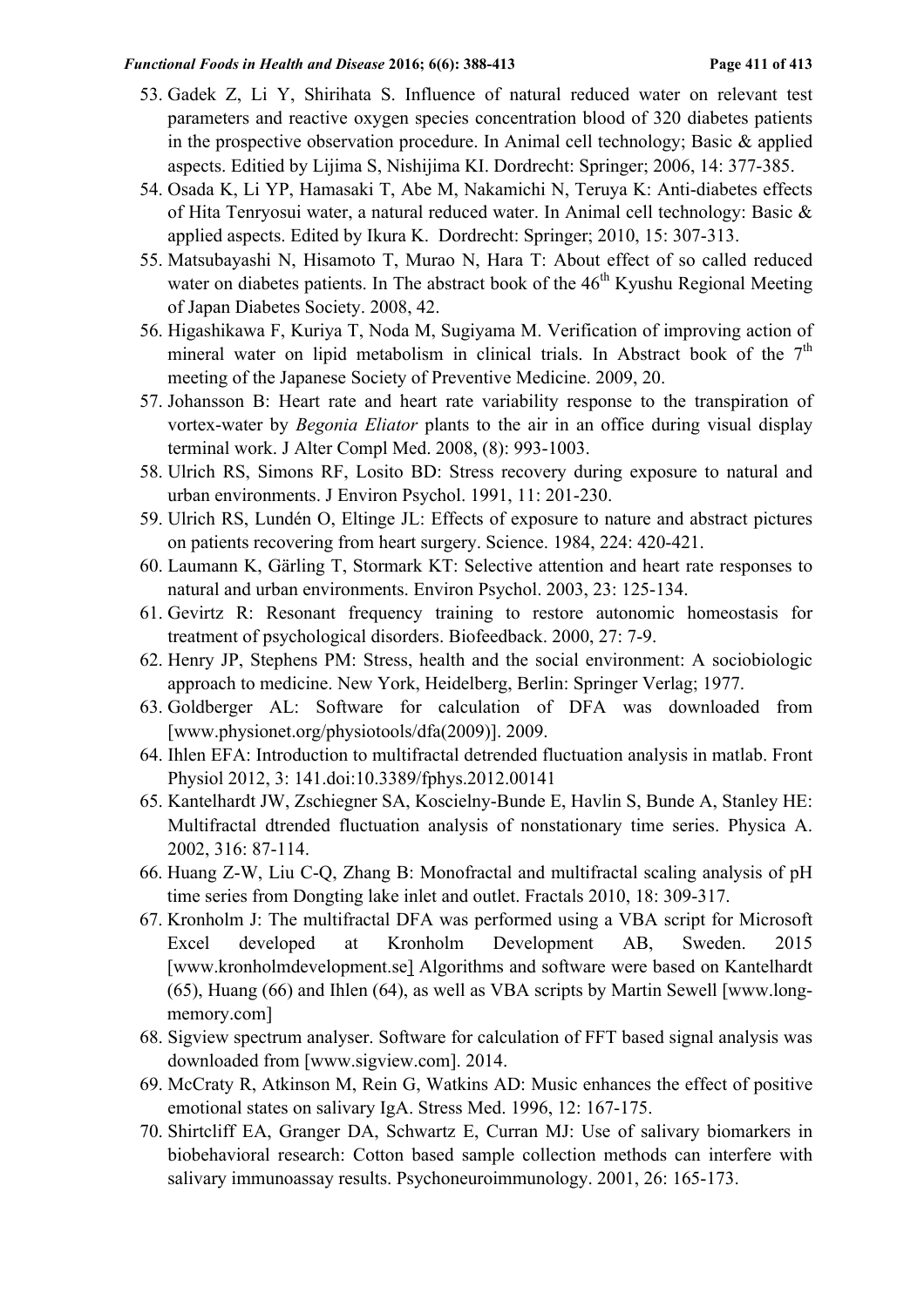53. Gadek Z, Li Y, Shirihata S. Influence of natural reduced water on relevant test parameters and reactive oxygen species concentration blood of 320 diabetes patients in the prospective observation procedure. In Animal cell technology; Basic & applied aspects. Editied by Lijima S, Nishijima KI. Dordrecht: Springer; 2006, 14: 377-385.
54. Osada K, Li YP, Hamasaki T, Abe M, Nakamichi N, Teruya K: Anti-diabetes effects of Hita Tenryosui water, a natural reduced water. In Animal cell technology: Basic & applied aspects. Edited by Ikura K. Dordrecht: Springer; 2010, 15: 307-313.
55. Matsubayashi N, Hisamoto T, Murao N, Hara T: About effect of so called reduced water on diabetes patients. In The abstract book of the 46th Kyushu Regional Meeting of Japan Diabetes Society. 2008, 42.
56. Higashikawa F, Kuriya T, Noda M, Sugiyama M. Verification of improving action of mineral water on lipid metabolism in clinical trials. In Abstract book of the 7th meeting of the Japanese Society of Preventive Medicine. 2009, 20.
57. Johansson B: Heart rate and heart rate variability response to the transpiration of vortex-water by *Begonia Eliator* plants to the air in an office during visual display terminal work. J Alter Compl Med. 2008, (8): 993-1003.
58. Ulrich RS, Simons RF, Losito BD: Stress recovery during exposure to natural and urban environments. J Environ Psychol. 1991, 11: 201-230.
59. Ulrich RS, Lundén O, Eltinge JL: Effects of exposure to nature and abstract pictures on patients recovering from heart surgery. Science. 1984, 224: 420-421.
60. Laumann K, Gärling T, Stormark KT: Selective attention and heart rate responses to natural and urban environments. Environ Psychol. 2003, 23: 125-134.
61. Gevirtz R: Resonant frequency training to restore autonomic homeostasis for treatment of psychological disorders. Biofeedback. 2000, 27: 7-9.
62. Henry JP, Stephens PM: Stress, health and the social environment: A sociobiologic approach to medicine. New York, Heidelberg, Berlin: Springer Verlag; 1977.
63. Goldberger AL: Software for calculation of DFA was downloaded from [www.physionet.org/physiotools/dfa(2009)]. 2009.
64. Ihlen EFA: Introduction to multifractal detrended fluctuation analysis in matlab. Front Physiol 2012, 3: 141.doi:10.3389/fphys.2012.00141
65. Kantelhardt JW, Zschiegner SA, Koscielny-Bunde E, Havlin S, Bunde A, Stanley HE: Multifractal dtrended fluctuation analysis of nonstationary time series. Physica A. 2002, 316: 87-114.
66. Huang Z-W, Liu C-Q, Zhang B: Monofractal and multifractal scaling analysis of pH time series from Dongting lake inlet and outlet. Fractals 2010, 18: 309-317.
67. Kronholm J: The multifractal DFA was performed using a VBA script for Microsoft Excel developed at Kronholm Development AB, Sweden. 2015 [www.kronholmdevelopment.se] Algorithms and software were based on Kantelhardt (65), Huang (66) and Ihlen (64), as well as VBA scripts by Martin Sewell [www.long-memory.com]
68. Sigview spectrum analyser. Software for calculation of FFT based signal analysis was downloaded from [www.sigview.com]. 2014.
69. McCraty R, Atkinson M, Rein G, Watkins AD: Music enhances the effect of positive emotional states on salivary IgA. Stress Med. 1996, 12: 167-175.
70. Shirtcliff EA, Granger DA, Schwartz E, Curran MJ: Use of salivary biomarkers in biobehavioral research: Cotton based sample collection methods can interfere with salivary immunoassay results. Psychoneuroimmunology. 2001, 26: 165-173.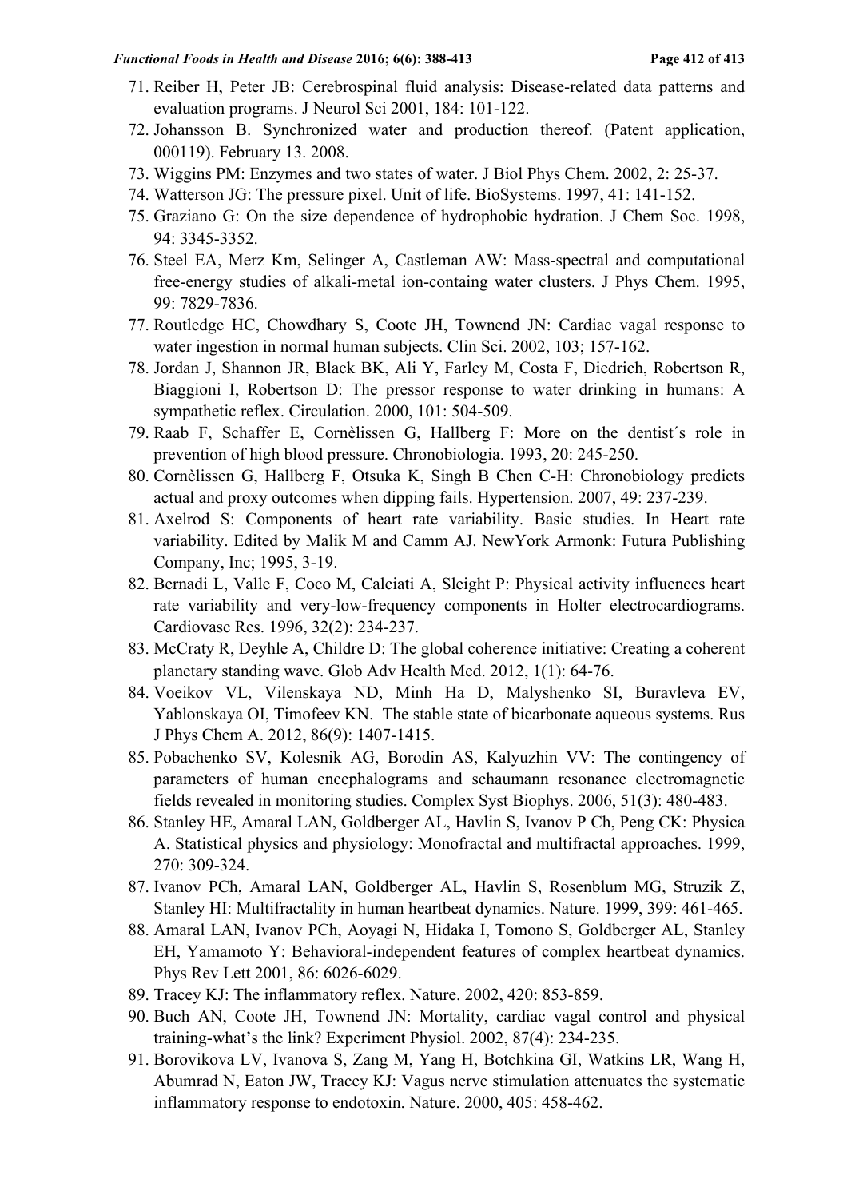71. Reiber H, Peter JB: Cerebrospinal fluid analysis: Disease-related data patterns and evaluation programs. J Neurol Sci 2001, 184: 101-122.
72. Johansson B. Synchronized water and production thereof. (Patent application, 000119). February 13. 2008.
73. Wiggins PM: Enzymes and two states of water. J Biol Phys Chem. 2002, 2: 25-37.
74. Watterson JG: The pressure pixel. Unit of life. BioSystems. 1997, 41: 141-152.
75. Graziano G: On the size dependence of hydrophobic hydration. J Chem Soc. 1998, 94: 3345-3352.
76. Steel EA, Merz Km, Selinger A, Castleman AW: Mass-spectral and computational free-energy studies of alkali-metal ion-containg water clusters. J Phys Chem. 1995, 99: 7829-7836.
77. Routledge HC, Chowdhary S, Coote JH, Townend JN: Cardiac vagal response to water ingestion in normal human subjects. Clin Sci. 2002, 103; 157-162.
78. Jordan J, Shannon JR, Black BK, Ali Y, Farley M, Costa F, Diedrich, Robertson R, Biaggioni I, Robertson D: The pressor response to water drinking in humans: A sympathetic reflex. Circulation. 2000, 101: 504-509.
79. Raab F, Schaffer E, Cornèlissen G, Hallberg F: More on the dentist´s role in prevention of high blood pressure. Chronobiologia. 1993, 20: 245-250.
80. Cornèlissen G, Hallberg F, Otsuka K, Singh B Chen C-H: Chronobiology predicts actual and proxy outcomes when dipping fails. Hypertension. 2007, 49: 237-239.
81. Axelrod S: Components of heart rate variability. Basic studies. In Heart rate variability. Edited by Malik M and Camm AJ. NewYork Armonk: Futura Publishing Company, Inc; 1995, 3-19.
82. Bernadi L, Valle F, Coco M, Calciati A, Sleight P: Physical activity influences heart rate variability and very-low-frequency components in Holter electrocardiograms. Cardiovasc Res. 1996, 32(2): 234-237.
83. McCraty R, Deyhle A, Childre D: The global coherence initiative: Creating a coherent planetary standing wave. Glob Adv Health Med. 2012, 1(1): 64-76.
84. Voeikov VL, Vilenskaya ND, Minh Ha D, Malyshenko SI, Buravleva EV, Yablonskaya OI, Timofeev KN. The stable state of bicarbonate aqueous systems. Rus J Phys Chem A. 2012, 86(9): 1407-1415.
85. Pobachenko SV, Kolesnik AG, Borodin AS, Kalyuzhin VV: The contingency of parameters of human encephalograms and schaumann resonance electromagnetic fields revealed in monitoring studies. Complex Syst Biophys. 2006, 51(3): 480-483.
86. Stanley HE, Amaral LAN, Goldberger AL, Havlin S, Ivanov P Ch, Peng CK: Physica A. Statistical physics and physiology: Monofractal and multifractal approaches. 1999, 270: 309-324.
87. Ivanov PCh, Amaral LAN, Goldberger AL, Havlin S, Rosenblum MG, Struzik Z, Stanley HI: Multifractality in human heartbeat dynamics. Nature. 1999, 399: 461-465.
88. Amaral LAN, Ivanov PCh, Aoyagi N, Hidaka I, Tomono S, Goldberger AL, Stanley EH, Yamamoto Y: Behavioral-independent features of complex heartbeat dynamics. Phys Rev Lett 2001, 86: 6026-6029.
89. Tracey KJ: The inflammatory reflex. Nature. 2002, 420: 853-859.
90. Buch AN, Coote JH, Townend JN: Mortality, cardiac vagal control and physical training-what's the link? Experiment Physiol. 2002, 87(4): 234-235.
91. Borovikova LV, Ivanova S, Zang M, Yang H, Botchkina GI, Watkins LR, Wang H, Abumrad N, Eaton JW, Tracey KJ: Vagus nerve stimulation attenuates the systematic inflammatory response to endotoxin. Nature. 2000, 405: 458-462.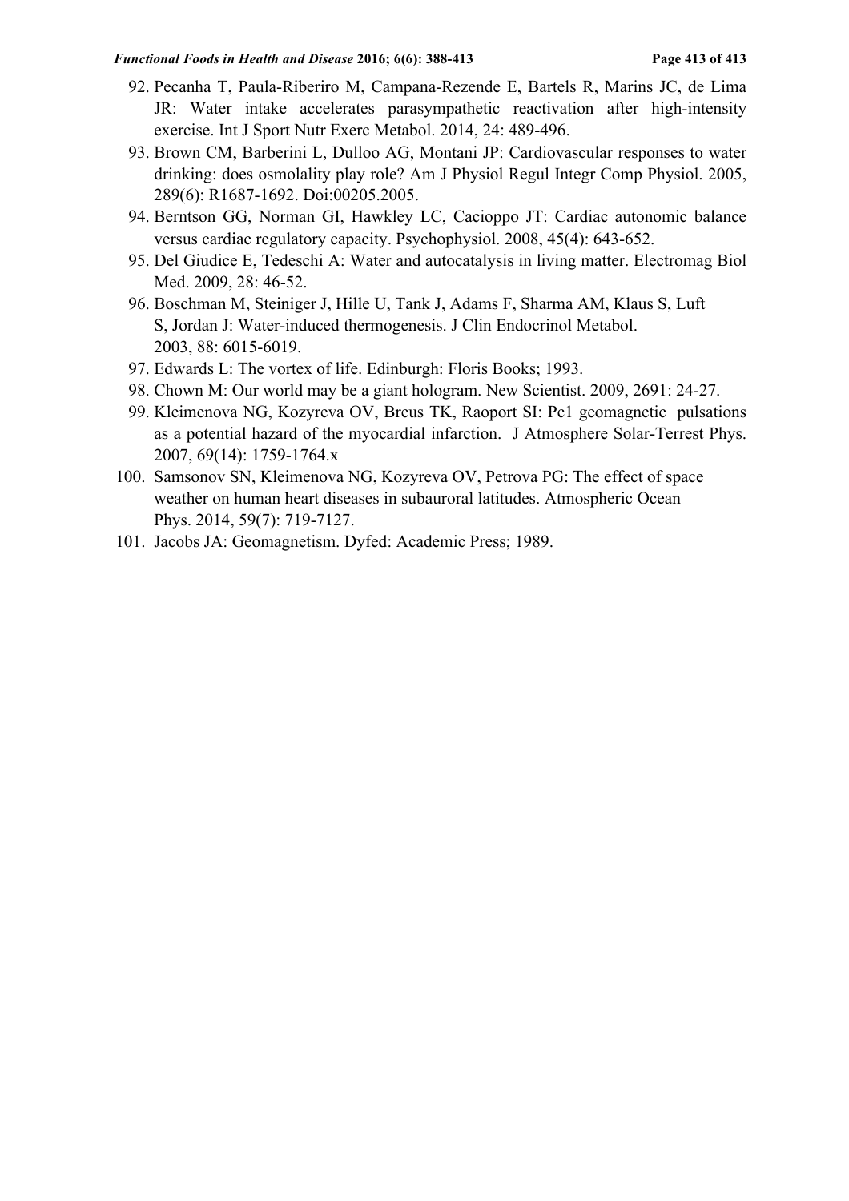92. Pecanha T, Paula-Riberiro M, Campana-Rezende E, Bartels R, Marins JC, de Lima JR: Water intake accelerates parasympathetic reactivation after high-intensity exercise. Int J Sport Nutr Exerc Metabol. 2014, 24: 489-496.
93. Brown CM, Barberini L, Dulloo AG, Montani JP: Cardiovascular responses to water drinking: does osmolality play role? Am J Physiol Regul Integr Comp Physiol. 2005, 289(6): R1687-1692. Doi:00205.2005.
94. Berntson GG, Norman GI, Hawkley LC, Cacioppo JT: Cardiac autonomic balance versus cardiac regulatory capacity. Psychophysiol. 2008, 45(4): 643-652.
95. Del Giudice E, Tedeschi A: Water and autocatalysis in living matter. Electromag Biol Med. 2009, 28: 46-52.
96. Boschman M, Steiniger J, Hille U, Tank J, Adams F, Sharma AM, Klaus S, Luft S, Jordan J: Water-induced thermogenesis. J Clin Endocrinol Metabol. 2003, 88: 6015-6019.
97. Edwards L: The vortex of life. Edinburgh: Floris Books; 1993.
98. Chown M: Our world may be a giant hologram. New Scientist. 2009, 2691: 24-27.
99. Kleimenova NG, Kozyreva OV, Breus TK, Raoport SI: Pc1 geomagnetic pulsations as a potential hazard of the myocardial infarction. J Atmosphere Solar-Terrest Phys. 2007, 69(14): 1759-1764.x
100. Samsonov SN, Kleimenova NG, Kozyreva OV, Petrova PG: The effect of space weather on human heart diseases in subauroral latitudes. Atmospheric Ocean Phys. 2014, 59(7): 719-7127.
101. Jacobs JA: Geomagnetism. Dyfed: Academic Press; 1989.